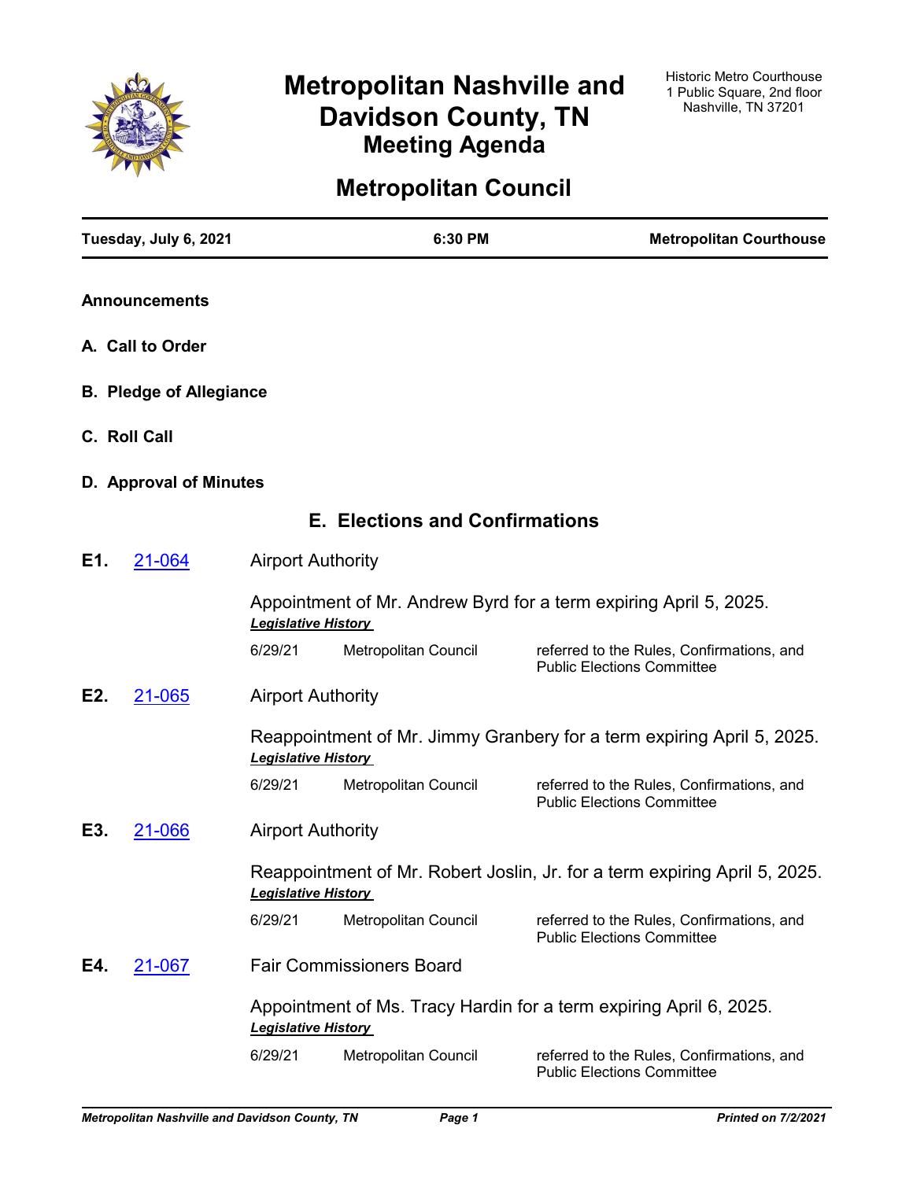# Metropolitan Nashville and Davidson County, TN
## Meeting Agenda

Historic Metro Courthouse
1 Public Square, 2nd floor
Nashville, TN 37201

# Metropolitan Council

| Tuesday, July 6, 2021 | 6:30 PM | Metropolitan Courthouse |
| --- | --- | --- |

**Announcements**

**A. Call to Order**

**B. Pledge of Allegiance**

**C. Roll Call**

**D. Approval of Minutes**

## E. Elections and Confirmations

**E1.** 21-064 Airport Authority

Appointment of Mr. Andrew Byrd for a term expiring April 5, 2025.

***Legislative History***

| | | |
| --- | --- | --- |
| 6/29/21 | Metropolitan Council | referred to the Rules, Confirmations, and Public Elections Committee |

**E2.** 21-065 Airport Authority

Reappointment of Mr. Jimmy Granbery for a term expiring April 5, 2025.

***Legislative History***

| | | |
| --- | --- | --- |
| 6/29/21 | Metropolitan Council | referred to the Rules, Confirmations, and Public Elections Committee |

**E3.** 21-066 Airport Authority

Reappointment of Mr. Robert Joslin, Jr. for a term expiring April 5, 2025.

***Legislative History***

| | | |
| --- | --- | --- |
| 6/29/21 | Metropolitan Council | referred to the Rules, Confirmations, and Public Elections Committee |

**E4.** 21-067 Fair Commissioners Board

Appointment of Ms. Tracy Hardin for a term expiring April 6, 2025.

***Legislative History***

| | | |
| --- | --- | --- |
| 6/29/21 | Metropolitan Council | referred to the Rules, Confirmations, and Public Elections Committee |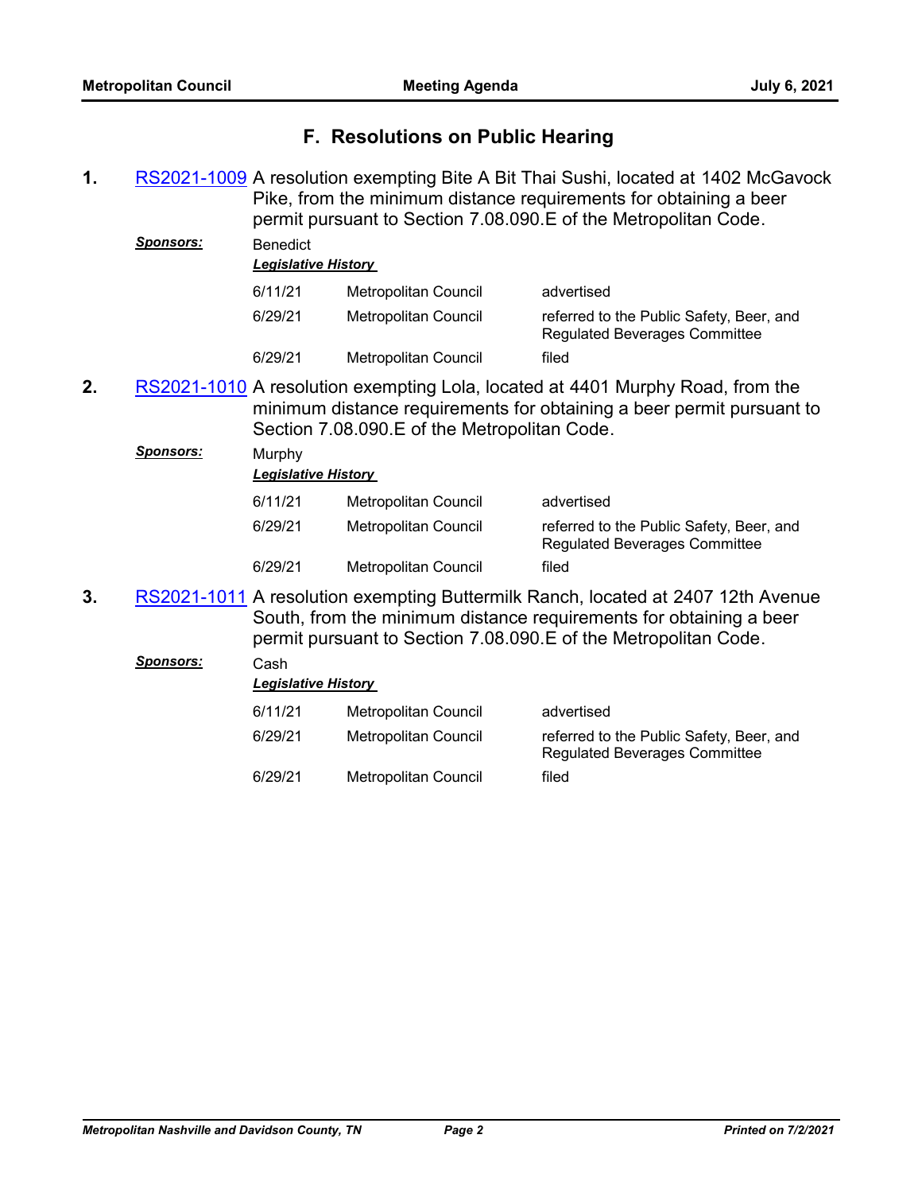## F. Resolutions on Public Hearing

**1.** RS2021-1009 A resolution exempting Bite A Bit Thai Sushi, located at 1402 McGavock Pike, from the minimum distance requirements for obtaining a beer permit pursuant to Section 7.08.090.E of the Metropolitan Code.

***Sponsors:*** Benedict

***Legislative History***

| | | |
|---|---|---|
| 6/11/21 | Metropolitan Council | advertised |
| 6/29/21 | Metropolitan Council | referred to the Public Safety, Beer, and Regulated Beverages Committee |
| 6/29/21 | Metropolitan Council | filed |

**2.** RS2021-1010 A resolution exempting Lola, located at 4401 Murphy Road, from the minimum distance requirements for obtaining a beer permit pursuant to Section 7.08.090.E of the Metropolitan Code.

***Sponsors:*** Murphy

***Legislative History***

| | | |
|---|---|---|
| 6/11/21 | Metropolitan Council | advertised |
| 6/29/21 | Metropolitan Council | referred to the Public Safety, Beer, and Regulated Beverages Committee |
| 6/29/21 | Metropolitan Council | filed |

**3.** RS2021-1011 A resolution exempting Buttermilk Ranch, located at 2407 12th Avenue South, from the minimum distance requirements for obtaining a beer permit pursuant to Section 7.08.090.E of the Metropolitan Code.

***Sponsors:*** Cash

***Legislative History***

| | | |
|---|---|---|
| 6/11/21 | Metropolitan Council | advertised |
| 6/29/21 | Metropolitan Council | referred to the Public Safety, Beer, and Regulated Beverages Committee |
| 6/29/21 | Metropolitan Council | filed |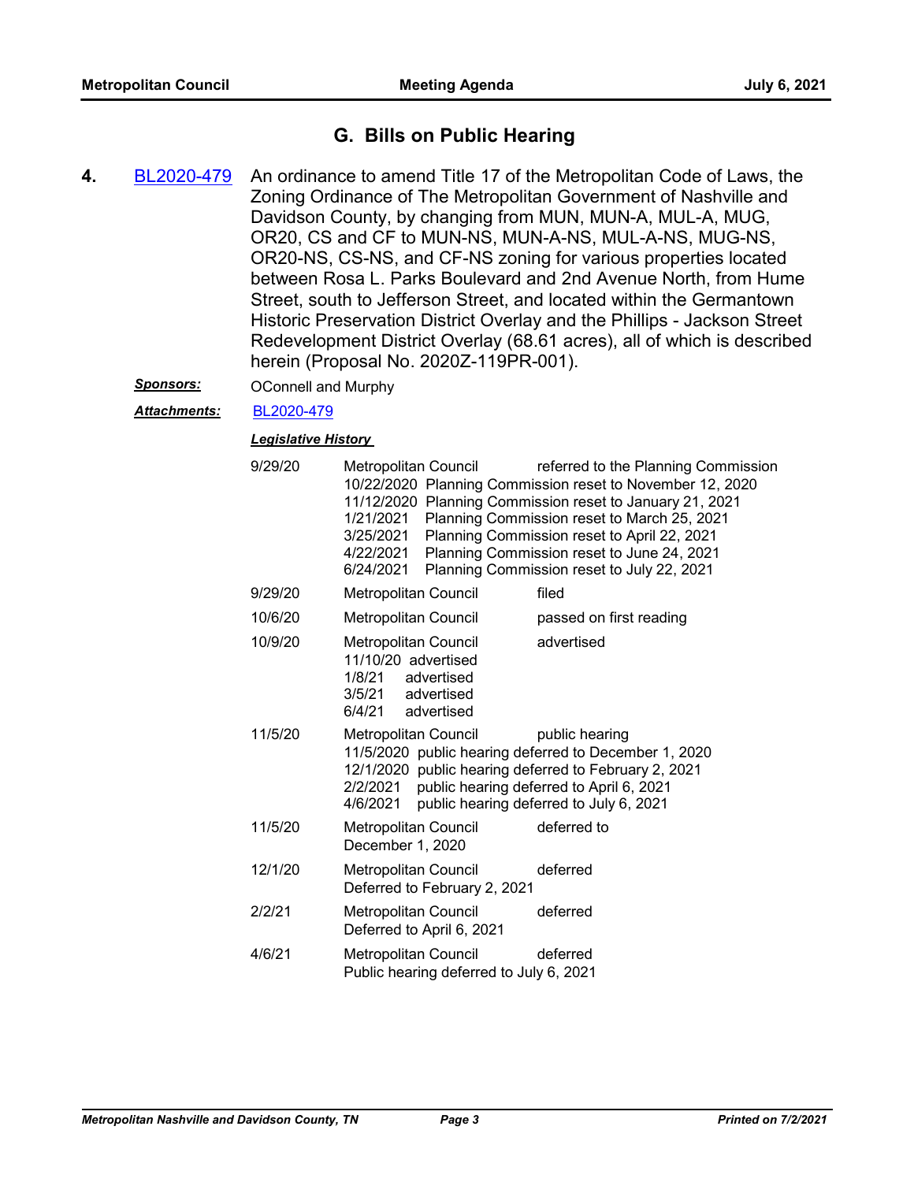## G. Bills on Public Hearing

**4.** BL2020-479 An ordinance to amend Title 17 of the Metropolitan Code of Laws, the Zoning Ordinance of The Metropolitan Government of Nashville and Davidson County, by changing from MUN, MUN-A, MUL-A, MUG, OR20, CS and CF to MUN-NS, MUN-A-NS, MUL-A-NS, MUG-NS, OR20-NS, CS-NS, and CF-NS zoning for various properties located between Rosa L. Parks Boulevard and 2nd Avenue North, from Hume Street, south to Jefferson Street, and located within the Germantown Historic Preservation District Overlay and the Phillips - Jackson Street Redevelopment District Overlay (68.61 acres), all of which is described herein (Proposal No. 2020Z-119PR-001).

***Sponsors:*** OConnell and Murphy

***Attachments:*** BL2020-479

***Legislative History***

| | | |
|---|---|---|
| 9/29/20 | Metropolitan Council<br>10/22/2020 Planning Commission reset to November 12, 2020<br>11/12/2020 Planning Commission reset to January 21, 2021<br>1/21/2021 Planning Commission reset to March 25, 2021<br>3/25/2021 Planning Commission reset to April 22, 2021<br>4/22/2021 Planning Commission reset to June 24, 2021<br>6/24/2021 Planning Commission reset to July 22, 2021 | referred to the Planning Commission |
| 9/29/20 | Metropolitan Council | filed |
| 10/6/20 | Metropolitan Council | passed on first reading |
| 10/9/20 | Metropolitan Council<br>11/10/20 advertised<br>1/8/21 advertised<br>3/5/21 advertised<br>6/4/21 advertised | advertised |
| 11/5/20 | Metropolitan Council<br>11/5/2020 public hearing deferred to December 1, 2020<br>12/1/2020 public hearing deferred to February 2, 2021<br>2/2/2021 public hearing deferred to April 6, 2021<br>4/6/2021 public hearing deferred to July 6, 2021 | public hearing |
| 11/5/20 | Metropolitan Council<br>December 1, 2020 | deferred to |
| 12/1/20 | Metropolitan Council<br>Deferred to February 2, 2021 | deferred |
| 2/2/21 | Metropolitan Council<br>Deferred to April 6, 2021 | deferred |
| 4/6/21 | Metropolitan Council<br>Public hearing deferred to July 6, 2021 | deferred |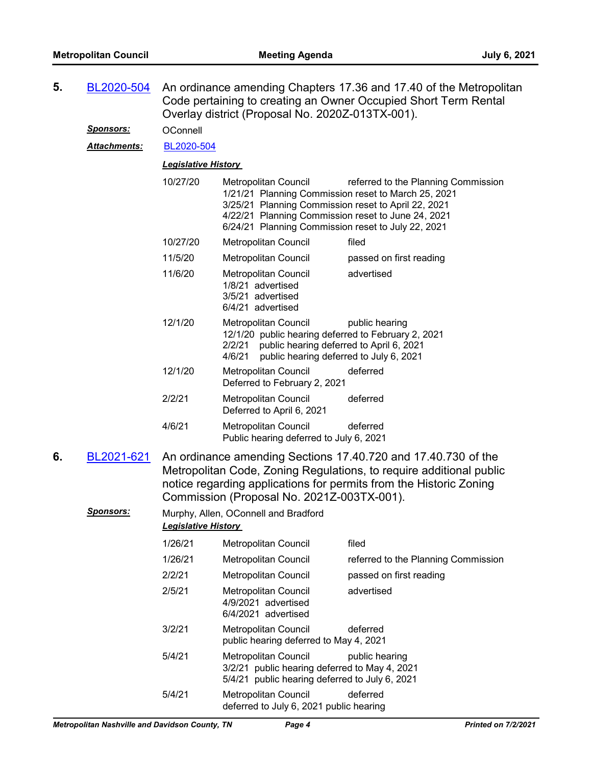**5.** BL2020-504 An ordinance amending Chapters 17.36 and 17.40 of the Metropolitan Code pertaining to creating an Owner Occupied Short Term Rental Overlay district (Proposal No. 2020Z-013TX-001).

***Sponsors:*** OConnell

***Attachments:*** BL2020-504

***Legislative History***

| | | |
|---|---|---|
| 10/27/20 | Metropolitan Council<br>1/21/21 Planning Commission reset to March 25, 2021<br>3/25/21 Planning Commission reset to April 22, 2021<br>4/22/21 Planning Commission reset to June 24, 2021<br>6/24/21 Planning Commission reset to July 22, 2021 | referred to the Planning Commission |
| 10/27/20 | Metropolitan Council | filed |
| 11/5/20 | Metropolitan Council | passed on first reading |
| 11/6/20 | Metropolitan Council<br>1/8/21 advertised<br>3/5/21 advertised<br>6/4/21 advertised | advertised |
| 12/1/20 | Metropolitan Council<br>12/1/20 public hearing deferred to February 2, 2021<br>2/2/21 public hearing deferred to April 6, 2021<br>4/6/21 public hearing deferred to July 6, 2021 | public hearing |
| 12/1/20 | Metropolitan Council<br>Deferred to February 2, 2021 | deferred |
| 2/2/21 | Metropolitan Council<br>Deferred to April 6, 2021 | deferred |
| 4/6/21 | Metropolitan Council<br>Public hearing deferred to July 6, 2021 | deferred |

**6.** BL2021-621 An ordinance amending Sections 17.40.720 and 17.40.730 of the Metropolitan Code, Zoning Regulations, to require additional public notice regarding applications for permits from the Historic Zoning Commission (Proposal No. 2021Z-003TX-001).

***Sponsors:*** Murphy, Allen, OConnell and Bradford

***Legislative History***

| | | |
|---|---|---|
| 1/26/21 | Metropolitan Council | filed |
| 1/26/21 | Metropolitan Council | referred to the Planning Commission |
| 2/2/21 | Metropolitan Council | passed on first reading |
| 2/5/21 | Metropolitan Council<br>4/9/2021 advertised<br>6/4/2021 advertised | advertised |
| 3/2/21 | Metropolitan Council<br>public hearing deferred to May 4, 2021 | deferred |
| 5/4/21 | Metropolitan Council<br>3/2/21 public hearing deferred to May 4, 2021<br>5/4/21 public hearing deferred to July 6, 2021 | public hearing |
| 5/4/21 | Metropolitan Council<br>deferred to July 6, 2021 public hearing | deferred |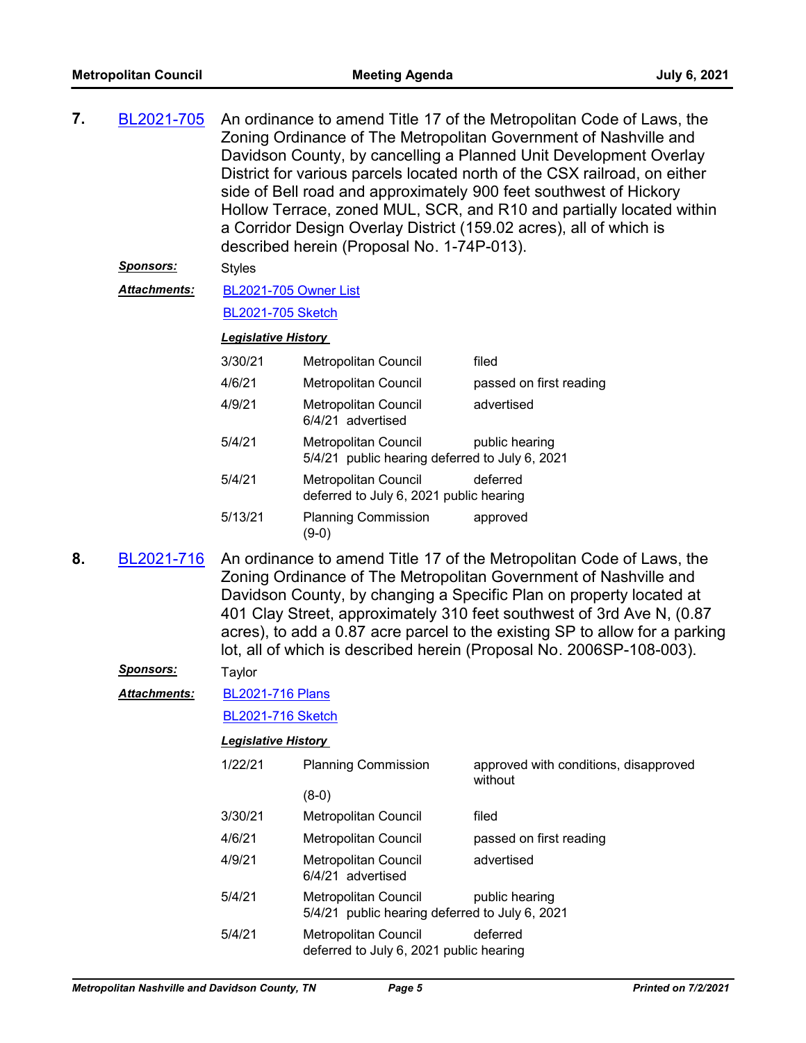**7.** BL2021-705 An ordinance to amend Title 17 of the Metropolitan Code of Laws, the Zoning Ordinance of The Metropolitan Government of Nashville and Davidson County, by cancelling a Planned Unit Development Overlay District for various parcels located north of the CSX railroad, on either side of Bell road and approximately 900 feet southwest of Hickory Hollow Terrace, zoned MUL, SCR, and R10 and partially located within a Corridor Design Overlay District (159.02 acres), all of which is described herein (Proposal No. 1-74P-013).

***Sponsors:*** Styles

***Attachments:*** BL2021-705 Owner List

BL2021-705 Sketch

***Legislative History***

| | | |
|---|---|---|
| 3/30/21 | Metropolitan Council | filed |
| 4/6/21 | Metropolitan Council | passed on first reading |
| 4/9/21 | Metropolitan Council<br>6/4/21 advertised | advertised |
| 5/4/21 | Metropolitan Council<br>5/4/21 public hearing deferred to July 6, 2021 | public hearing |
| 5/4/21 | Metropolitan Council<br>deferred to July 6, 2021 public hearing | deferred |
| 5/13/21 | Planning Commission<br>(9-0) | approved |

**8.** BL2021-716 An ordinance to amend Title 17 of the Metropolitan Code of Laws, the Zoning Ordinance of The Metropolitan Government of Nashville and Davidson County, by changing a Specific Plan on property located at 401 Clay Street, approximately 310 feet southwest of 3rd Ave N, (0.87 acres), to add a 0.87 acre parcel to the existing SP to allow for a parking lot, all of which is described herein (Proposal No. 2006SP-108-003).

***Sponsors:*** Taylor

***Attachments:*** BL2021-716 Plans

BL2021-716 Sketch

***Legislative History***

| | | |
|---|---|---|
| 1/22/21 | Planning Commission<br>(8-0) | approved with conditions, disapproved without |
| 3/30/21 | Metropolitan Council | filed |
| 4/6/21 | Metropolitan Council | passed on first reading |
| 4/9/21 | Metropolitan Council<br>6/4/21 advertised | advertised |
| 5/4/21 | Metropolitan Council<br>5/4/21 public hearing deferred to July 6, 2021 | public hearing |
| 5/4/21 | Metropolitan Council<br>deferred to July 6, 2021 public hearing | deferred |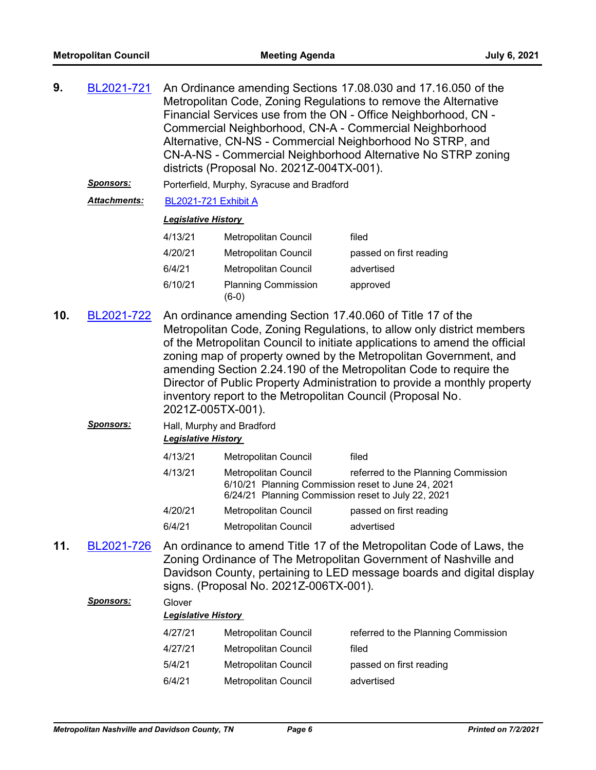**9.** BL2021-721 An Ordinance amending Sections 17.08.030 and 17.16.050 of the Metropolitan Code, Zoning Regulations to remove the Alternative Financial Services use from the ON - Office Neighborhood, CN - Commercial Neighborhood, CN-A - Commercial Neighborhood Alternative, CN-NS - Commercial Neighborhood No STRP, and CN-A-NS - Commercial Neighborhood Alternative No STRP zoning districts (Proposal No. 2021Z-004TX-001).

***Sponsors:*** Porterfield, Murphy, Syracuse and Bradford

***Attachments:*** BL2021-721 Exhibit A

***Legislative History***

| | | |
|---|---|---|
| 4/13/21 | Metropolitan Council | filed |
| 4/20/21 | Metropolitan Council | passed on first reading |
| 6/4/21 | Metropolitan Council | advertised |
| 6/10/21 | Planning Commission (6-0) | approved |

**10.** BL2021-722 An ordinance amending Section 17.40.060 of Title 17 of the Metropolitan Code, Zoning Regulations, to allow only district members of the Metropolitan Council to initiate applications to amend the official zoning map of property owned by the Metropolitan Government, and amending Section 2.24.190 of the Metropolitan Code to require the Director of Public Property Administration to provide a monthly property inventory report to the Metropolitan Council (Proposal No. 2021Z-005TX-001).

***Sponsors:*** Hall, Murphy and Bradford

***Legislative History***

| | | |
|---|---|---|
| 4/13/21 | Metropolitan Council | filed |
| 4/13/21 | Metropolitan Council | referred to the Planning Commission |
| | 6/10/21 Planning Commission reset to June 24, 2021 | |
| | 6/24/21 Planning Commission reset to July 22, 2021 | |
| 4/20/21 | Metropolitan Council | passed on first reading |
| 6/4/21 | Metropolitan Council | advertised |

**11.** BL2021-726 An ordinance to amend Title 17 of the Metropolitan Code of Laws, the Zoning Ordinance of The Metropolitan Government of Nashville and Davidson County, pertaining to LED message boards and digital display signs. (Proposal No. 2021Z-006TX-001).

***Sponsors:*** Glover

***Legislative History***

| | | |
|---|---|---|
| 4/27/21 | Metropolitan Council | referred to the Planning Commission |
| 4/27/21 | Metropolitan Council | filed |
| 5/4/21 | Metropolitan Council | passed on first reading |
| 6/4/21 | Metropolitan Council | advertised |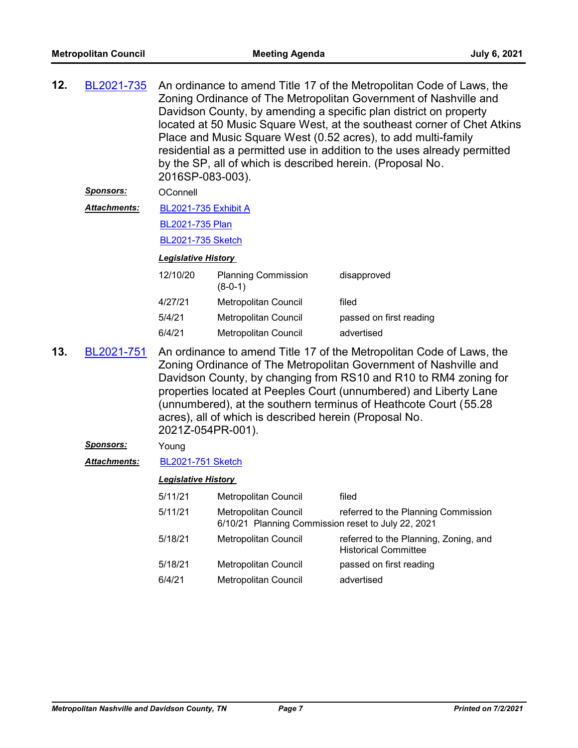**12.** BL2021-735 An ordinance to amend Title 17 of the Metropolitan Code of Laws, the Zoning Ordinance of The Metropolitan Government of Nashville and Davidson County, by amending a specific plan district on property located at 50 Music Square West, at the southeast corner of Chet Atkins Place and Music Square West (0.52 acres), to add multi-family residential as a permitted use in addition to the uses already permitted by the SP, all of which is described herein. (Proposal No. 2016SP-083-003).

***Sponsors:*** OConnell

***Attachments:*** BL2021-735 Exhibit A

BL2021-735 Plan

BL2021-735 Sketch

***Legislative History***

| | | |
|---|---|---|
| 12/10/20 | Planning Commission (8-0-1) | disapproved |
| 4/27/21 | Metropolitan Council | filed |
| 5/4/21 | Metropolitan Council | passed on first reading |
| 6/4/21 | Metropolitan Council | advertised |

**13.** BL2021-751 An ordinance to amend Title 17 of the Metropolitan Code of Laws, the Zoning Ordinance of The Metropolitan Government of Nashville and Davidson County, by changing from RS10 and R10 to RM4 zoning for properties located at Peeples Court (unnumbered) and Liberty Lane (unnumbered), at the southern terminus of Heathcote Court (55.28 acres), all of which is described herein (Proposal No. 2021Z-054PR-001).

***Sponsors:*** Young

***Attachments:*** BL2021-751 Sketch

***Legislative History***

| | | |
|---|---|---|
| 5/11/21 | Metropolitan Council | filed |
| 5/11/21 | Metropolitan Council<br>6/10/21 Planning Commission reset to July 22, 2021 | referred to the Planning Commission |
| 5/18/21 | Metropolitan Council | referred to the Planning, Zoning, and Historical Committee |
| 5/18/21 | Metropolitan Council | passed on first reading |
| 6/4/21 | Metropolitan Council | advertised |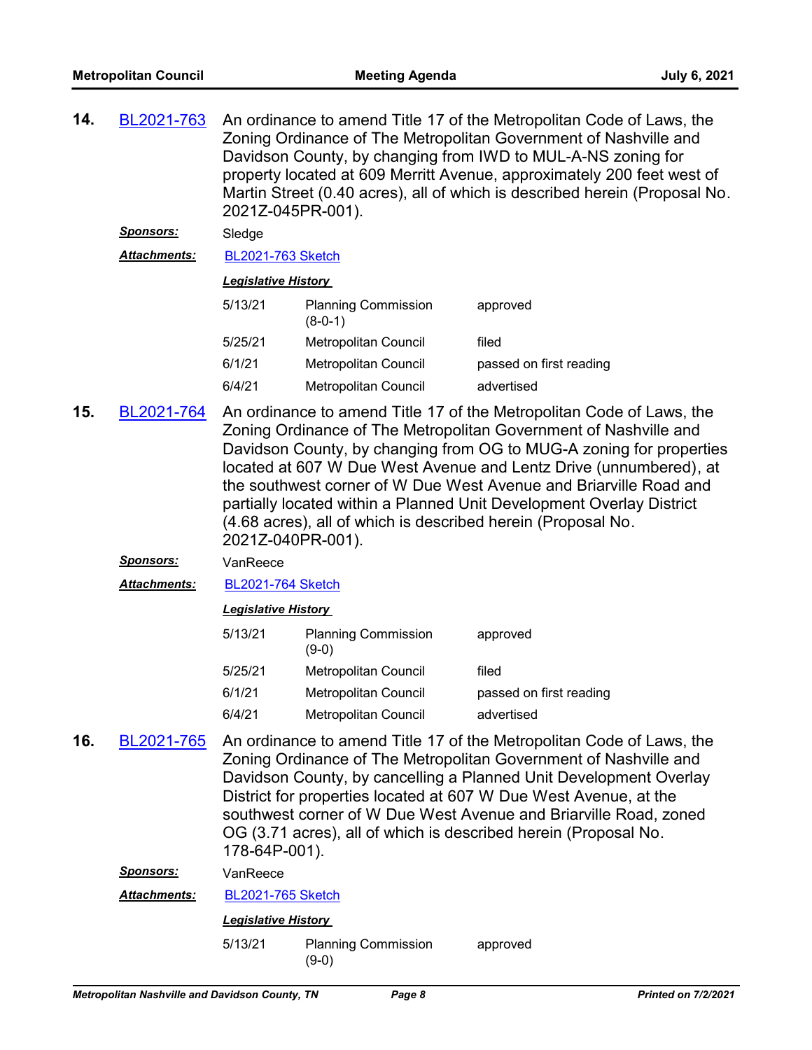**14.** BL2021-763 An ordinance to amend Title 17 of the Metropolitan Code of Laws, the Zoning Ordinance of The Metropolitan Government of Nashville and Davidson County, by changing from IWD to MUL-A-NS zoning for property located at 609 Merritt Avenue, approximately 200 feet west of Martin Street (0.40 acres), all of which is described herein (Proposal No. 2021Z-045PR-001).

***Sponsors:*** Sledge

***Attachments:*** BL2021-763 Sketch

***Legislative History***

| | | |
|---|---|---|
| 5/13/21 | Planning Commission (8-0-1) | approved |
| 5/25/21 | Metropolitan Council | filed |
| 6/1/21 | Metropolitan Council | passed on first reading |
| 6/4/21 | Metropolitan Council | advertised |

**15.** BL2021-764 An ordinance to amend Title 17 of the Metropolitan Code of Laws, the Zoning Ordinance of The Metropolitan Government of Nashville and Davidson County, by changing from OG to MUG-A zoning for properties located at 607 W Due West Avenue and Lentz Drive (unnumbered), at the southwest corner of W Due West Avenue and Briarville Road and partially located within a Planned Unit Development Overlay District (4.68 acres), all of which is described herein (Proposal No. 2021Z-040PR-001).

***Sponsors:*** VanReece

***Attachments:*** BL2021-764 Sketch

***Legislative History***

| | | |
|---|---|---|
| 5/13/21 | Planning Commission (9-0) | approved |
| 5/25/21 | Metropolitan Council | filed |
| 6/1/21 | Metropolitan Council | passed on first reading |
| 6/4/21 | Metropolitan Council | advertised |

**16.** BL2021-765 An ordinance to amend Title 17 of the Metropolitan Code of Laws, the Zoning Ordinance of The Metropolitan Government of Nashville and Davidson County, by cancelling a Planned Unit Development Overlay District for properties located at 607 W Due West Avenue, at the southwest corner of W Due West Avenue and Briarville Road, zoned OG (3.71 acres), all of which is described herein (Proposal No. 178-64P-001).

***Sponsors:*** VanReece

***Attachments:*** BL2021-765 Sketch

***Legislative History***

| | | |
|---|---|---|
| 5/13/21 | Planning Commission (9-0) | approved |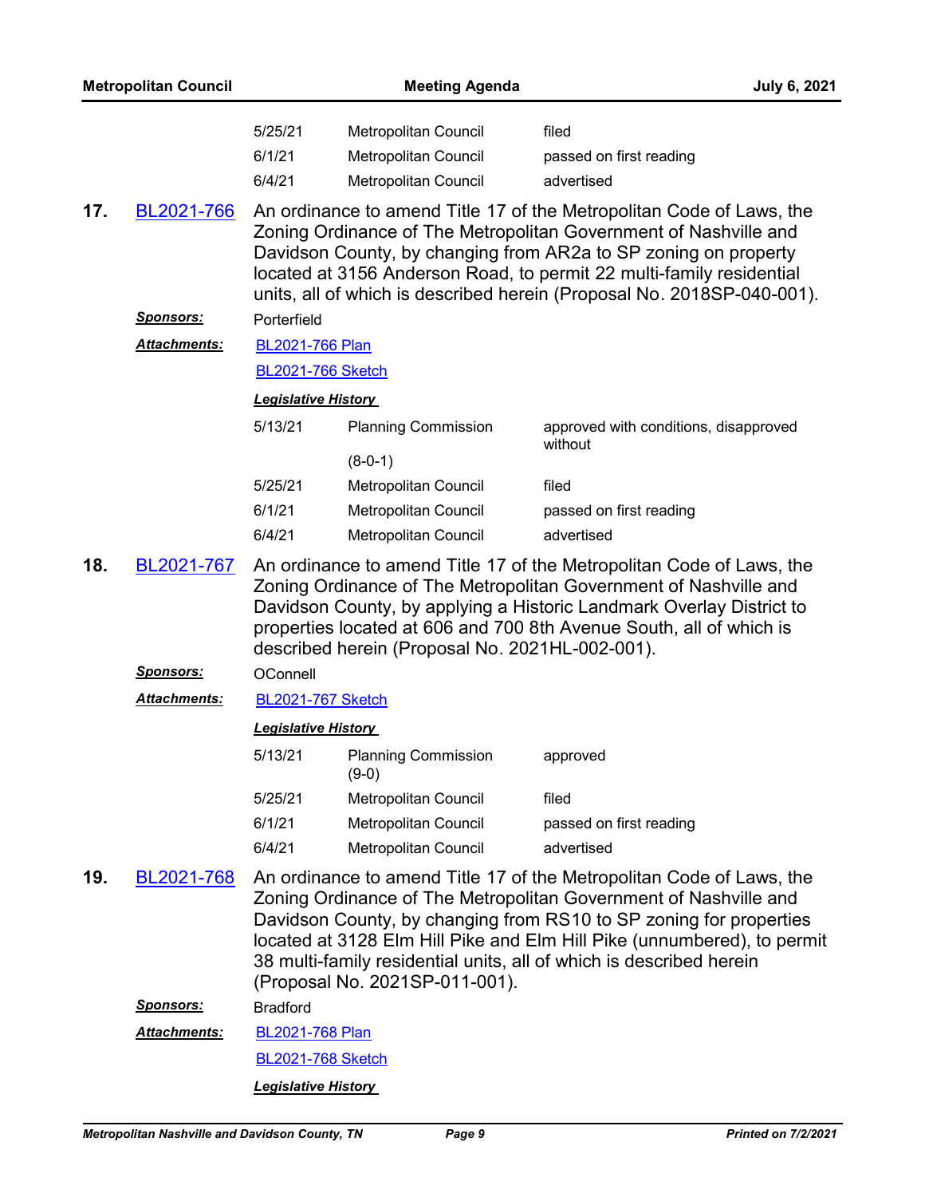| | | |
|---|---|---|
| 5/25/21 | Metropolitan Council | filed |
| 6/1/21 | Metropolitan Council | passed on first reading |
| 6/4/21 | Metropolitan Council | advertised |

**17.** [BL2021-766] An ordinance to amend Title 17 of the Metropolitan Code of Laws, the Zoning Ordinance of The Metropolitan Government of Nashville and Davidson County, by changing from AR2a to SP zoning on property located at 3156 Anderson Road, to permit 22 multi-family residential units, all of which is described herein (Proposal No. 2018SP-040-001).

***Sponsors:*** Porterfield

***Attachments:*** BL2021-766 Plan
BL2021-766 Sketch

***Legislative History***

| | | |
|---|---|---|
| 5/13/21 | Planning Commission (8-0-1) | approved with conditions, disapproved without |
| 5/25/21 | Metropolitan Council | filed |
| 6/1/21 | Metropolitan Council | passed on first reading |
| 6/4/21 | Metropolitan Council | advertised |

**18.** [BL2021-767] An ordinance to amend Title 17 of the Metropolitan Code of Laws, the Zoning Ordinance of The Metropolitan Government of Nashville and Davidson County, by applying a Historic Landmark Overlay District to properties located at 606 and 700 8th Avenue South, all of which is described herein (Proposal No. 2021HL-002-001).

***Sponsors:*** OConnell

***Attachments:*** BL2021-767 Sketch

***Legislative History***

| | | |
|---|---|---|
| 5/13/21 | Planning Commission (9-0) | approved |
| 5/25/21 | Metropolitan Council | filed |
| 6/1/21 | Metropolitan Council | passed on first reading |
| 6/4/21 | Metropolitan Council | advertised |

**19.** [BL2021-768] An ordinance to amend Title 17 of the Metropolitan Code of Laws, the Zoning Ordinance of The Metropolitan Government of Nashville and Davidson County, by changing from RS10 to SP zoning for properties located at 3128 Elm Hill Pike and Elm Hill Pike (unnumbered), to permit 38 multi-family residential units, all of which is described herein (Proposal No. 2021SP-011-001).

***Sponsors:*** Bradford

***Attachments:*** BL2021-768 Plan
BL2021-768 Sketch

***Legislative History***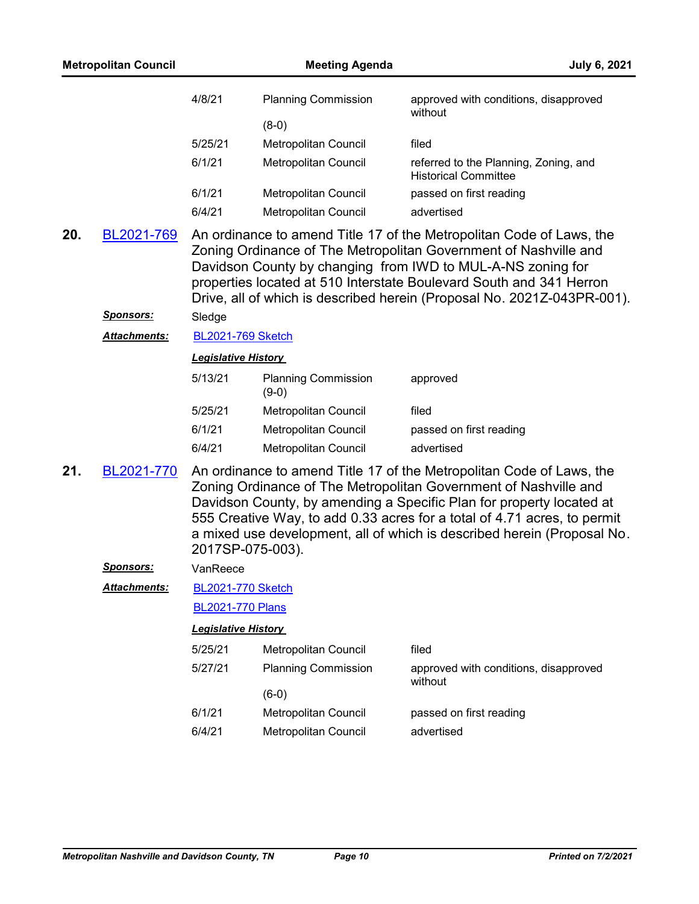| | | |
|---|---|---|
| 4/8/21 | Planning Commission (8-0) | approved with conditions, disapproved without |
| 5/25/21 | Metropolitan Council | filed |
| 6/1/21 | Metropolitan Council | referred to the Planning, Zoning, and Historical Committee |
| 6/1/21 | Metropolitan Council | passed on first reading |
| 6/4/21 | Metropolitan Council | advertised |

**20.** BL2021-769

An ordinance to amend Title 17 of the Metropolitan Code of Laws, the Zoning Ordinance of The Metropolitan Government of Nashville and Davidson County by changing from IWD to MUL-A-NS zoning for properties located at 510 Interstate Boulevard South and 341 Herron Drive, all of which is described herein (Proposal No. 2021Z-043PR-001).

***Sponsors:*** Sledge

***Attachments:*** BL2021-769 Sketch

***Legislative History***

| | | |
|---|---|---|
| 5/13/21 | Planning Commission (9-0) | approved |
| 5/25/21 | Metropolitan Council | filed |
| 6/1/21 | Metropolitan Council | passed on first reading |
| 6/4/21 | Metropolitan Council | advertised |

**21.** BL2021-770

An ordinance to amend Title 17 of the Metropolitan Code of Laws, the Zoning Ordinance of The Metropolitan Government of Nashville and Davidson County, by amending a Specific Plan for property located at 555 Creative Way, to add 0.33 acres for a total of 4.71 acres, to permit a mixed use development, all of which is described herein (Proposal No. 2017SP-075-003).

***Sponsors:*** VanReece

***Attachments:*** BL2021-770 Sketch
BL2021-770 Plans

***Legislative History***

| | | |
|---|---|---|
| 5/25/21 | Metropolitan Council | filed |
| 5/27/21 | Planning Commission (6-0) | approved with conditions, disapproved without |
| 6/1/21 | Metropolitan Council | passed on first reading |
| 6/4/21 | Metropolitan Council | advertised |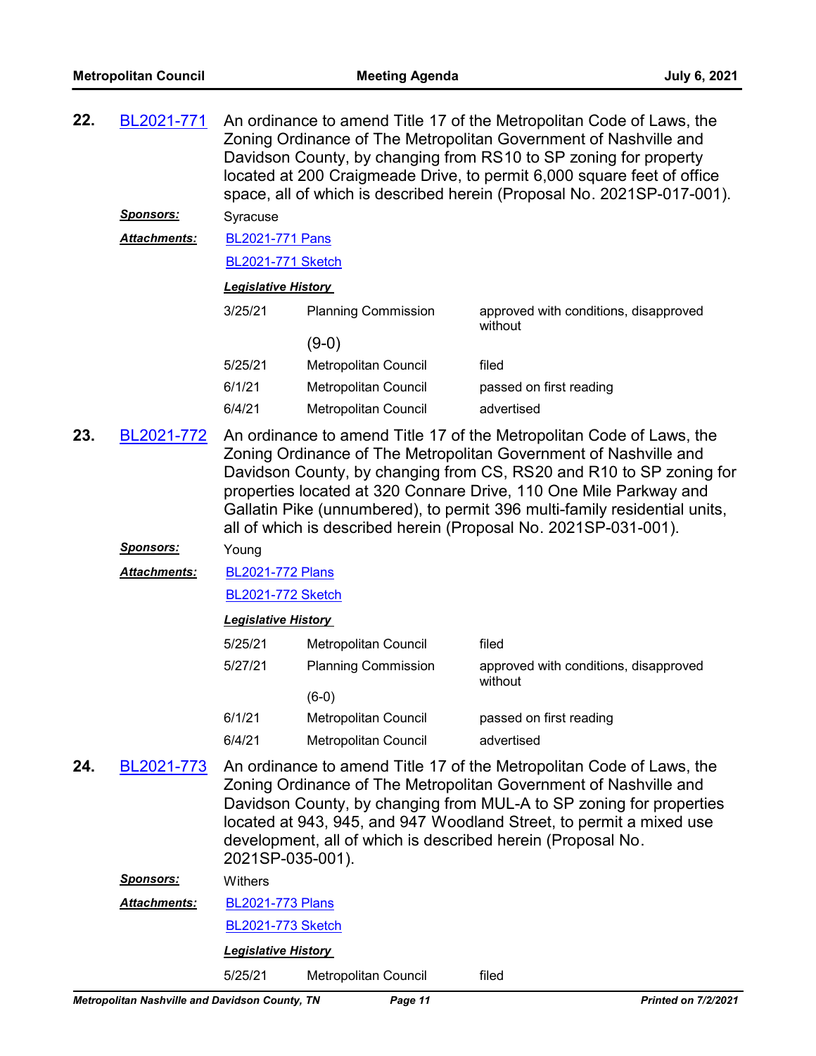**22.** BL2021-771 An ordinance to amend Title 17 of the Metropolitan Code of Laws, the Zoning Ordinance of The Metropolitan Government of Nashville and Davidson County, by changing from RS10 to SP zoning for property located at 200 Craigmeade Drive, to permit 6,000 square feet of office space, all of which is described herein (Proposal No. 2021SP-017-001).

***Sponsors:*** Syracuse

***Attachments:*** BL2021-771 Pans

BL2021-771 Sketch

***Legislative History***

| | | |
|---|---|---|
| 3/25/21 | Planning Commission (9-0) | approved with conditions, disapproved without |
| 5/25/21 | Metropolitan Council | filed |
| 6/1/21 | Metropolitan Council | passed on first reading |
| 6/4/21 | Metropolitan Council | advertised |

**23.** BL2021-772 An ordinance to amend Title 17 of the Metropolitan Code of Laws, the Zoning Ordinance of The Metropolitan Government of Nashville and Davidson County, by changing from CS, RS20 and R10 to SP zoning for properties located at 320 Connare Drive, 110 One Mile Parkway and Gallatin Pike (unnumbered), to permit 396 multi-family residential units, all of which is described herein (Proposal No. 2021SP-031-001).

***Sponsors:*** Young

***Attachments:*** BL2021-772 Plans

BL2021-772 Sketch

***Legislative History***

| | | |
|---|---|---|
| 5/25/21 | Metropolitan Council | filed |
| 5/27/21 | Planning Commission (6-0) | approved with conditions, disapproved without |
| 6/1/21 | Metropolitan Council | passed on first reading |
| 6/4/21 | Metropolitan Council | advertised |

**24.** BL2021-773 An ordinance to amend Title 17 of the Metropolitan Code of Laws, the Zoning Ordinance of The Metropolitan Government of Nashville and Davidson County, by changing from MUL-A to SP zoning for properties located at 943, 945, and 947 Woodland Street, to permit a mixed use development, all of which is described herein (Proposal No. 2021SP-035-001).

***Sponsors:*** Withers

***Attachments:*** BL2021-773 Plans

BL2021-773 Sketch

***Legislative History***

| | | |
|---|---|---|
| 5/25/21 | Metropolitan Council | filed |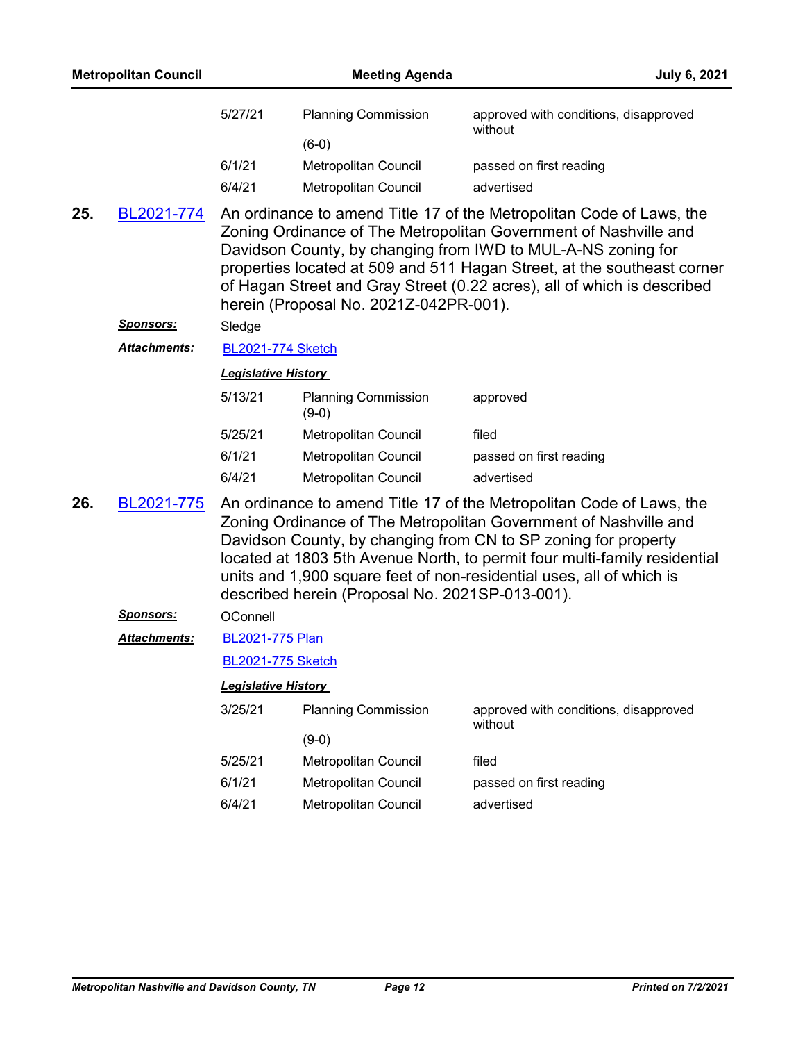| | | |
|---|---|---|
| 5/27/21 | Planning Commission (6-0) | approved with conditions, disapproved without |
| 6/1/21 | Metropolitan Council | passed on first reading |
| 6/4/21 | Metropolitan Council | advertised |

**25.** BL2021-774 An ordinance to amend Title 17 of the Metropolitan Code of Laws, the Zoning Ordinance of The Metropolitan Government of Nashville and Davidson County, by changing from IWD to MUL-A-NS zoning for properties located at 509 and 511 Hagan Street, at the southeast corner of Hagan Street and Gray Street (0.22 acres), all of which is described herein (Proposal No. 2021Z-042PR-001).

***Sponsors:*** Sledge

***Attachments:*** BL2021-774 Sketch

***Legislative History***

| | | |
|---|---|---|
| 5/13/21 | Planning Commission (9-0) | approved |
| 5/25/21 | Metropolitan Council | filed |
| 6/1/21 | Metropolitan Council | passed on first reading |
| 6/4/21 | Metropolitan Council | advertised |

**26.** BL2021-775 An ordinance to amend Title 17 of the Metropolitan Code of Laws, the Zoning Ordinance of The Metropolitan Government of Nashville and Davidson County, by changing from CN to SP zoning for property located at 1803 5th Avenue North, to permit four multi-family residential units and 1,900 square feet of non-residential uses, all of which is described herein (Proposal No. 2021SP-013-001).

***Sponsors:*** OConnell

***Attachments:*** BL2021-775 Plan

BL2021-775 Sketch

***Legislative History***

| | | |
|---|---|---|
| 3/25/21 | Planning Commission (9-0) | approved with conditions, disapproved without |
| 5/25/21 | Metropolitan Council | filed |
| 6/1/21 | Metropolitan Council | passed on first reading |
| 6/4/21 | Metropolitan Council | advertised |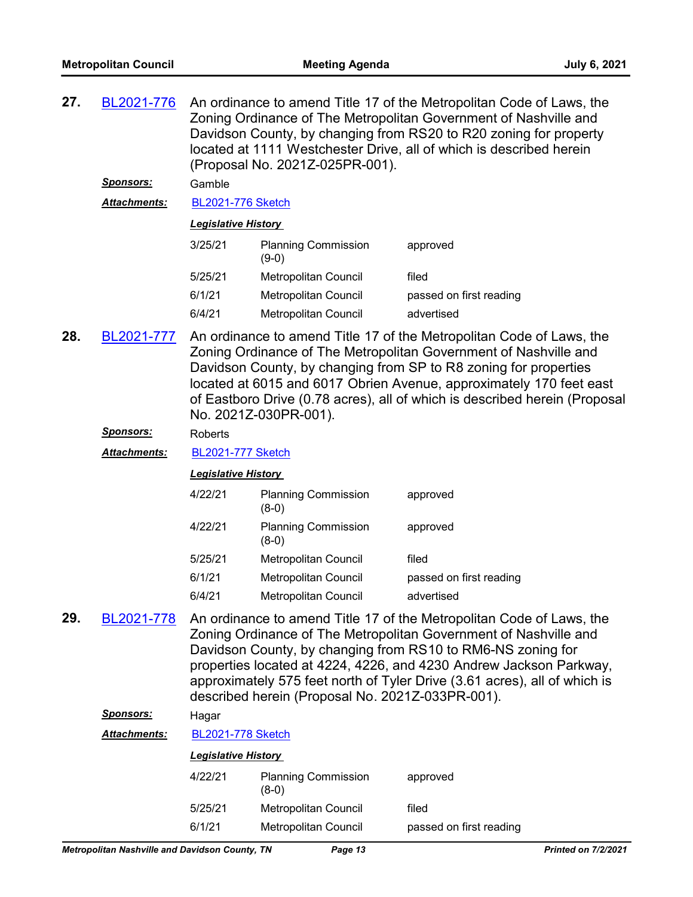**27.** BL2021-776 An ordinance to amend Title 17 of the Metropolitan Code of Laws, the Zoning Ordinance of The Metropolitan Government of Nashville and Davidson County, by changing from RS20 to R20 zoning for property located at 1111 Westchester Drive, all of which is described herein (Proposal No. 2021Z-025PR-001).

***Sponsors:*** Gamble

***Attachments:*** BL2021-776 Sketch

***Legislative History***

| Date | Body | Action |
|---|---|---|
| 3/25/21 | Planning Commission (9-0) | approved |
| 5/25/21 | Metropolitan Council | filed |
| 6/1/21 | Metropolitan Council | passed on first reading |
| 6/4/21 | Metropolitan Council | advertised |

**28.** BL2021-777 An ordinance to amend Title 17 of the Metropolitan Code of Laws, the Zoning Ordinance of The Metropolitan Government of Nashville and Davidson County, by changing from SP to R8 zoning for properties located at 6015 and 6017 Obrien Avenue, approximately 170 feet east of Eastboro Drive (0.78 acres), all of which is described herein (Proposal No. 2021Z-030PR-001).

***Sponsors:*** Roberts

***Attachments:*** BL2021-777 Sketch

***Legislative History***

| Date | Body | Action |
|---|---|---|
| 4/22/21 | Planning Commission (8-0) | approved |
| 4/22/21 | Planning Commission (8-0) | approved |
| 5/25/21 | Metropolitan Council | filed |
| 6/1/21 | Metropolitan Council | passed on first reading |
| 6/4/21 | Metropolitan Council | advertised |

**29.** BL2021-778 An ordinance to amend Title 17 of the Metropolitan Code of Laws, the Zoning Ordinance of The Metropolitan Government of Nashville and Davidson County, by changing from RS10 to RM6-NS zoning for properties located at 4224, 4226, and 4230 Andrew Jackson Parkway, approximately 575 feet north of Tyler Drive (3.61 acres), all of which is described herein (Proposal No. 2021Z-033PR-001).

***Sponsors:*** Hagar

***Attachments:*** BL2021-778 Sketch

***Legislative History***

| Date | Body | Action |
|---|---|---|
| 4/22/21 | Planning Commission (8-0) | approved |
| 5/25/21 | Metropolitan Council | filed |
| 6/1/21 | Metropolitan Council | passed on first reading |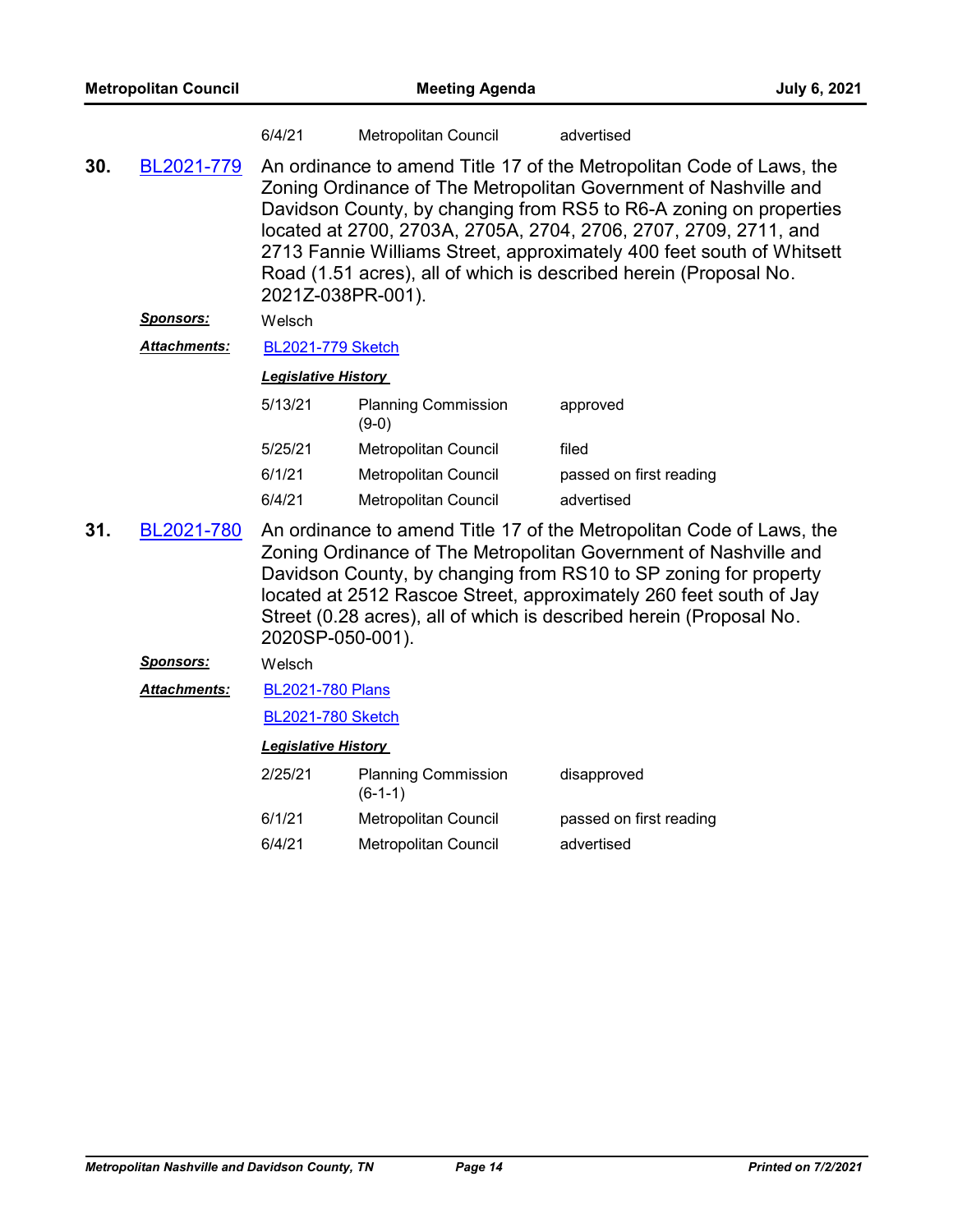| | | |
|---|---|---|
| 6/4/21 | Metropolitan Council | advertised |

**30.** BL2021-779 An ordinance to amend Title 17 of the Metropolitan Code of Laws, the Zoning Ordinance of The Metropolitan Government of Nashville and Davidson County, by changing from RS5 to R6-A zoning on properties located at 2700, 2703A, 2705A, 2704, 2706, 2707, 2709, 2711, and 2713 Fannie Williams Street, approximately 400 feet south of Whitsett Road (1.51 acres), all of which is described herein (Proposal No. 2021Z-038PR-001).

***Sponsors:*** Welsch

***Attachments:*** BL2021-779 Sketch

***Legislative History***

| | | |
|---|---|---|
| 5/13/21 | Planning Commission (9-0) | approved |
| 5/25/21 | Metropolitan Council | filed |
| 6/1/21 | Metropolitan Council | passed on first reading |
| 6/4/21 | Metropolitan Council | advertised |

**31.** BL2021-780 An ordinance to amend Title 17 of the Metropolitan Code of Laws, the Zoning Ordinance of The Metropolitan Government of Nashville and Davidson County, by changing from RS10 to SP zoning for property located at 2512 Rascoe Street, approximately 260 feet south of Jay Street (0.28 acres), all of which is described herein (Proposal No. 2020SP-050-001).

***Sponsors:*** Welsch

***Attachments:*** BL2021-780 Plans

BL2021-780 Sketch

***Legislative History***

| | | |
|---|---|---|
| 2/25/21 | Planning Commission (6-1-1) | disapproved |
| 6/1/21 | Metropolitan Council | passed on first reading |
| 6/4/21 | Metropolitan Council | advertised |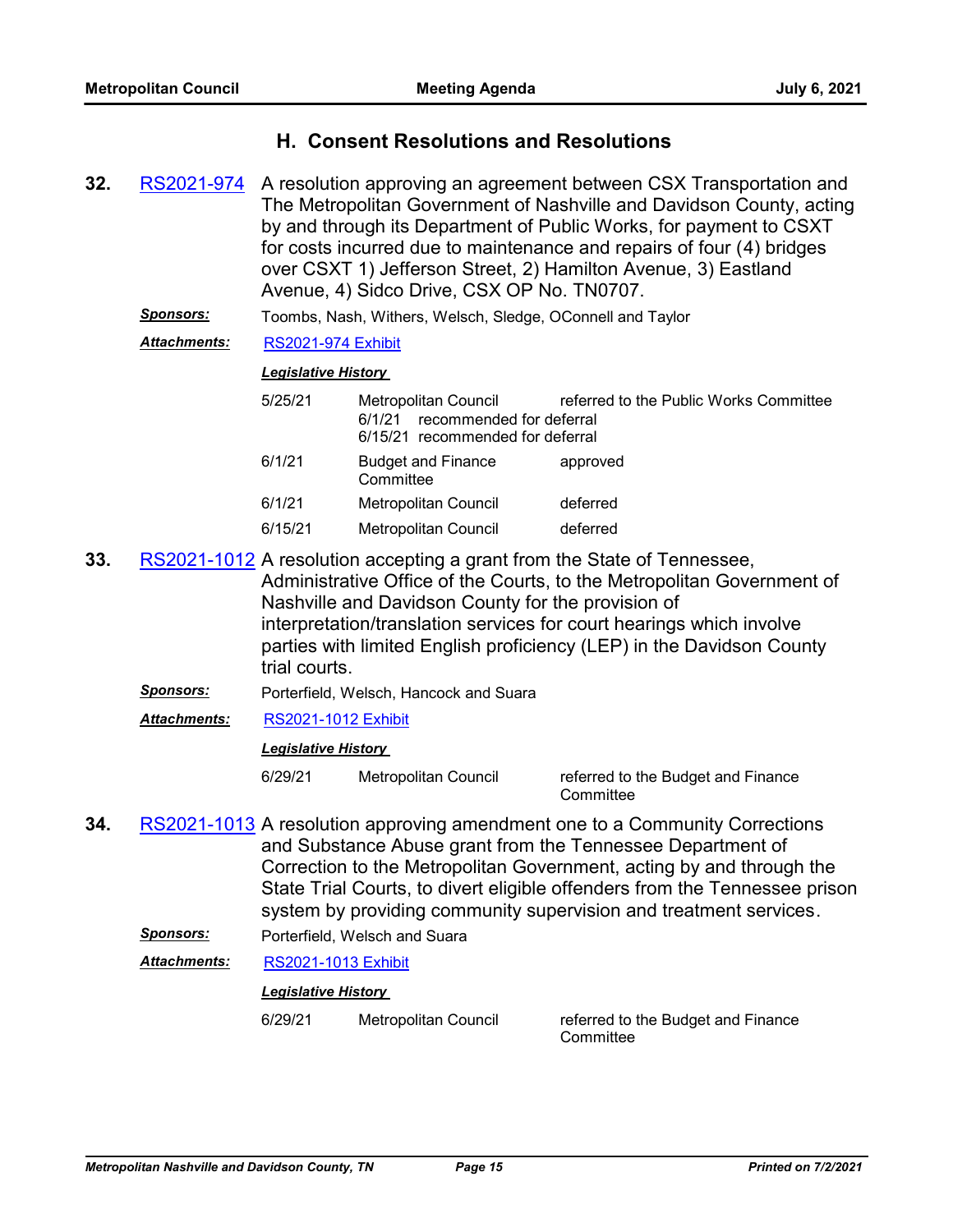## H. Consent Resolutions and Resolutions

**32.** RS2021-974 A resolution approving an agreement between CSX Transportation and The Metropolitan Government of Nashville and Davidson County, acting by and through its Department of Public Works, for payment to CSXT for costs incurred due to maintenance and repairs of four (4) bridges over CSXT 1) Jefferson Street, 2) Hamilton Avenue, 3) Eastland Avenue, 4) Sidco Drive, CSX OP No. TN0707.

***Sponsors:*** Toombs, Nash, Withers, Welsch, Sledge, OConnell and Taylor

***Attachments:*** RS2021-974 Exhibit

***Legislative History***

| | | |
|---|---|---|
| 5/25/21 | Metropolitan Council<br>6/1/21 recommended for deferral<br>6/15/21 recommended for deferral | referred to the Public Works Committee |
| 6/1/21 | Budget and Finance Committee | approved |
| 6/1/21 | Metropolitan Council | deferred |
| 6/15/21 | Metropolitan Council | deferred |

**33.** RS2021-1012 A resolution accepting a grant from the State of Tennessee, Administrative Office of the Courts, to the Metropolitan Government of Nashville and Davidson County for the provision of interpretation/translation services for court hearings which involve parties with limited English proficiency (LEP) in the Davidson County trial courts.

***Sponsors:*** Porterfield, Welsch, Hancock and Suara

***Attachments:*** RS2021-1012 Exhibit

***Legislative History***

| | | |
|---|---|---|
| 6/29/21 | Metropolitan Council | referred to the Budget and Finance Committee |

**34.** RS2021-1013 A resolution approving amendment one to a Community Corrections and Substance Abuse grant from the Tennessee Department of Correction to the Metropolitan Government, acting by and through the State Trial Courts, to divert eligible offenders from the Tennessee prison system by providing community supervision and treatment services.

***Sponsors:*** Porterfield, Welsch and Suara

***Attachments:*** RS2021-1013 Exhibit

***Legislative History***

| | | |
|---|---|---|
| 6/29/21 | Metropolitan Council | referred to the Budget and Finance Committee |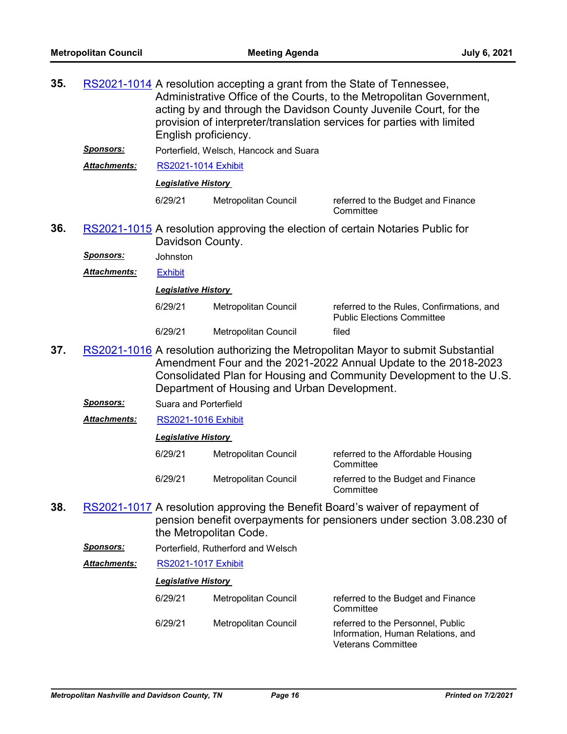**35.** RS2021-1014 A resolution accepting a grant from the State of Tennessee, Administrative Office of the Courts, to the Metropolitan Government, acting by and through the Davidson County Juvenile Court, for the provision of interpreter/translation services for parties with limited English proficiency.

***Sponsors:*** Porterfield, Welsch, Hancock and Suara

***Attachments:*** RS2021-1014 Exhibit

***Legislative History***

| | | |
|---|---|---|
| 6/29/21 | Metropolitan Council | referred to the Budget and Finance Committee |

**36.** RS2021-1015 A resolution approving the election of certain Notaries Public for Davidson County.

***Sponsors:*** Johnston

***Attachments:*** Exhibit

***Legislative History***

| | | |
|---|---|---|
| 6/29/21 | Metropolitan Council | referred to the Rules, Confirmations, and Public Elections Committee |
| 6/29/21 | Metropolitan Council | filed |

**37.** RS2021-1016 A resolution authorizing the Metropolitan Mayor to submit Substantial Amendment Four and the 2021-2022 Annual Update to the 2018-2023 Consolidated Plan for Housing and Community Development to the U.S. Department of Housing and Urban Development.

***Sponsors:*** Suara and Porterfield

***Attachments:*** RS2021-1016 Exhibit

***Legislative History***

| | | |
|---|---|---|
| 6/29/21 | Metropolitan Council | referred to the Affordable Housing Committee |
| 6/29/21 | Metropolitan Council | referred to the Budget and Finance Committee |

**38.** RS2021-1017 A resolution approving the Benefit Board's waiver of repayment of pension benefit overpayments for pensioners under section 3.08.230 of the Metropolitan Code.

***Sponsors:*** Porterfield, Rutherford and Welsch

***Attachments:*** RS2021-1017 Exhibit

***Legislative History***

| | | |
|---|---|---|
| 6/29/21 | Metropolitan Council | referred to the Budget and Finance Committee |
| 6/29/21 | Metropolitan Council | referred to the Personnel, Public Information, Human Relations, and Veterans Committee |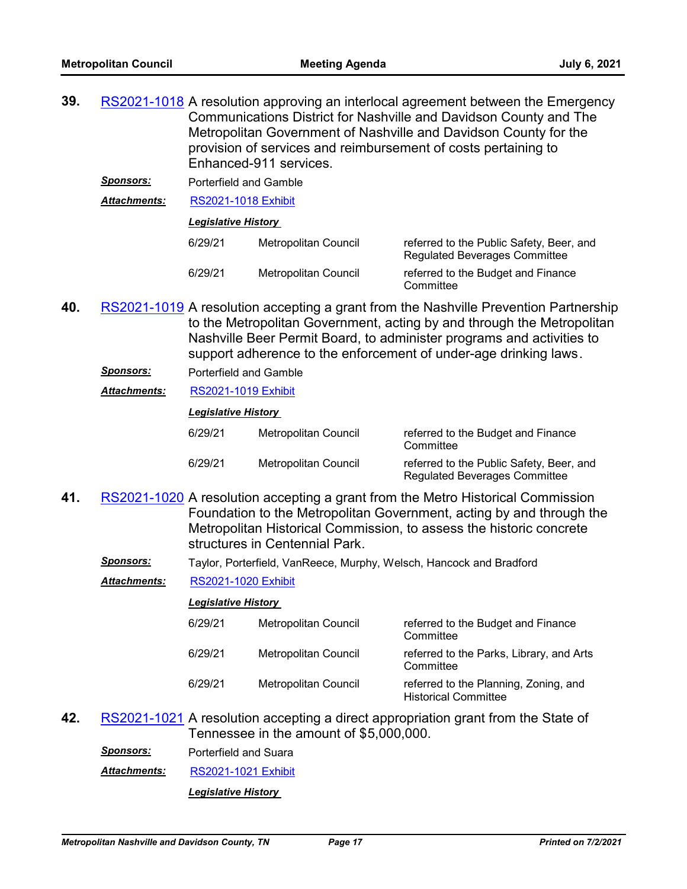**39.** RS2021-1018 A resolution approving an interlocal agreement between the Emergency Communications District for Nashville and Davidson County and The Metropolitan Government of Nashville and Davidson County for the provision of services and reimbursement of costs pertaining to Enhanced-911 services.

***Sponsors:*** Porterfield and Gamble

***Attachments:*** RS2021-1018 Exhibit

***Legislative History***

| | | |
|---|---|---|
| 6/29/21 | Metropolitan Council | referred to the Public Safety, Beer, and Regulated Beverages Committee |
| 6/29/21 | Metropolitan Council | referred to the Budget and Finance Committee |

**40.** RS2021-1019 A resolution accepting a grant from the Nashville Prevention Partnership to the Metropolitan Government, acting by and through the Metropolitan Nashville Beer Permit Board, to administer programs and activities to support adherence to the enforcement of under-age drinking laws.

***Sponsors:*** Porterfield and Gamble

***Attachments:*** RS2021-1019 Exhibit

***Legislative History***

| | | |
|---|---|---|
| 6/29/21 | Metropolitan Council | referred to the Budget and Finance Committee |
| 6/29/21 | Metropolitan Council | referred to the Public Safety, Beer, and Regulated Beverages Committee |

**41.** RS2021-1020 A resolution accepting a grant from the Metro Historical Commission Foundation to the Metropolitan Government, acting by and through the Metropolitan Historical Commission, to assess the historic concrete structures in Centennial Park.

***Sponsors:*** Taylor, Porterfield, VanReece, Murphy, Welsch, Hancock and Bradford

***Attachments:*** RS2021-1020 Exhibit

***Legislative History***

| | | |
|---|---|---|
| 6/29/21 | Metropolitan Council | referred to the Budget and Finance Committee |
| 6/29/21 | Metropolitan Council | referred to the Parks, Library, and Arts Committee |
| 6/29/21 | Metropolitan Council | referred to the Planning, Zoning, and Historical Committee |

**42.** RS2021-1021 A resolution accepting a direct appropriation grant from the State of Tennessee in the amount of $5,000,000.

***Sponsors:*** Porterfield and Suara

***Attachments:*** RS2021-1021 Exhibit

***Legislative History***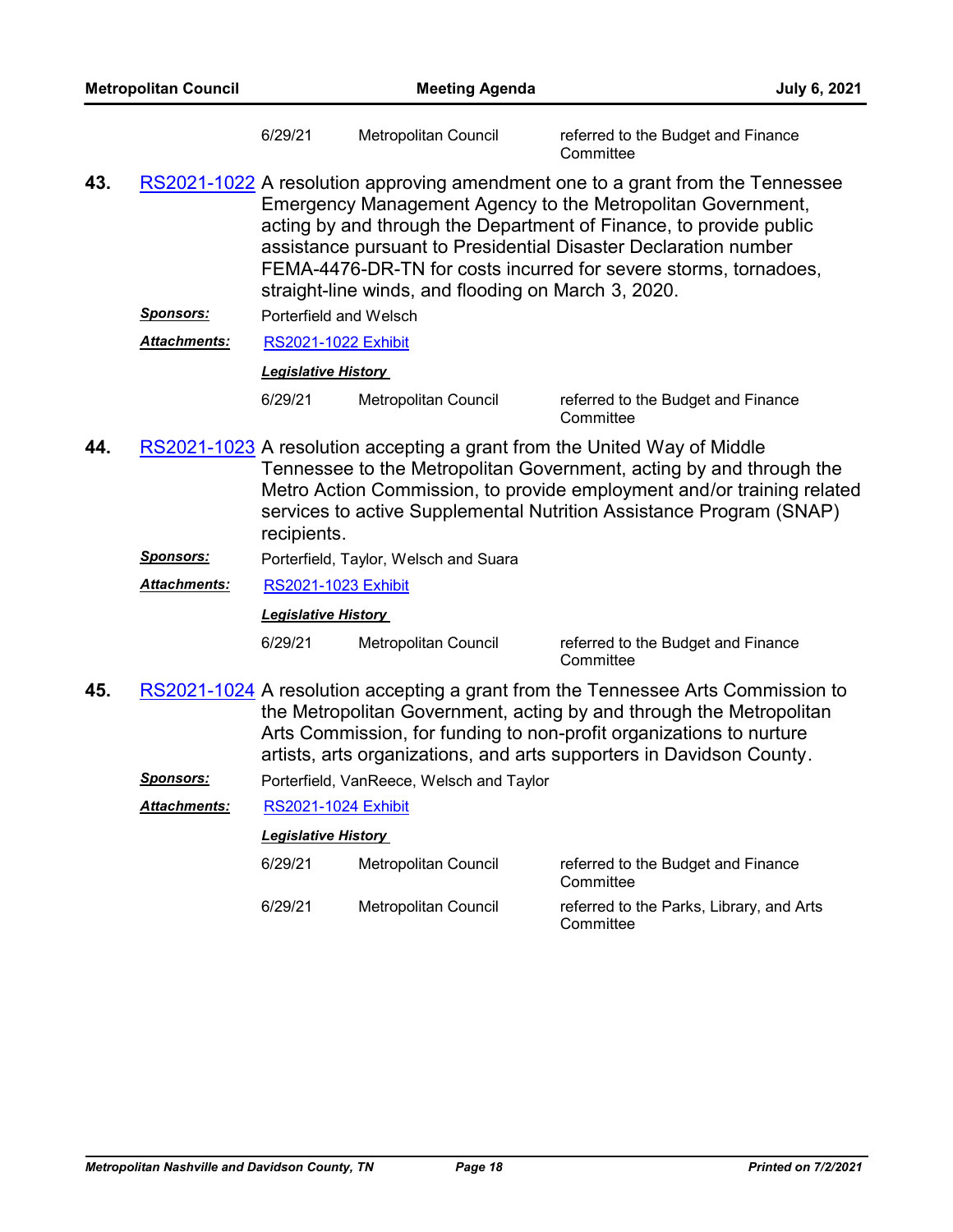| | | |
|---|---|---|
| 6/29/21 | Metropolitan Council | referred to the Budget and Finance Committee |

**43.** RS2021-1022 A resolution approving amendment one to a grant from the Tennessee Emergency Management Agency to the Metropolitan Government, acting by and through the Department of Finance, to provide public assistance pursuant to Presidential Disaster Declaration number FEMA-4476-DR-TN for costs incurred for severe storms, tornadoes, straight-line winds, and flooding on March 3, 2020.

***Sponsors:*** Porterfield and Welsch

***Attachments:*** RS2021-1022 Exhibit

***Legislative History***

| | | |
|---|---|---|
| 6/29/21 | Metropolitan Council | referred to the Budget and Finance Committee |

**44.** RS2021-1023 A resolution accepting a grant from the United Way of Middle Tennessee to the Metropolitan Government, acting by and through the Metro Action Commission, to provide employment and/or training related services to active Supplemental Nutrition Assistance Program (SNAP) recipients.

***Sponsors:*** Porterfield, Taylor, Welsch and Suara

***Attachments:*** RS2021-1023 Exhibit

***Legislative History***

| | | |
|---|---|---|
| 6/29/21 | Metropolitan Council | referred to the Budget and Finance Committee |

**45.** RS2021-1024 A resolution accepting a grant from the Tennessee Arts Commission to the Metropolitan Government, acting by and through the Metropolitan Arts Commission, for funding to non-profit organizations to nurture artists, arts organizations, and arts supporters in Davidson County.

***Sponsors:*** Porterfield, VanReece, Welsch and Taylor

***Attachments:*** RS2021-1024 Exhibit

***Legislative History***

| | | |
|---|---|---|
| 6/29/21 | Metropolitan Council | referred to the Budget and Finance Committee |
| 6/29/21 | Metropolitan Council | referred to the Parks, Library, and Arts Committee |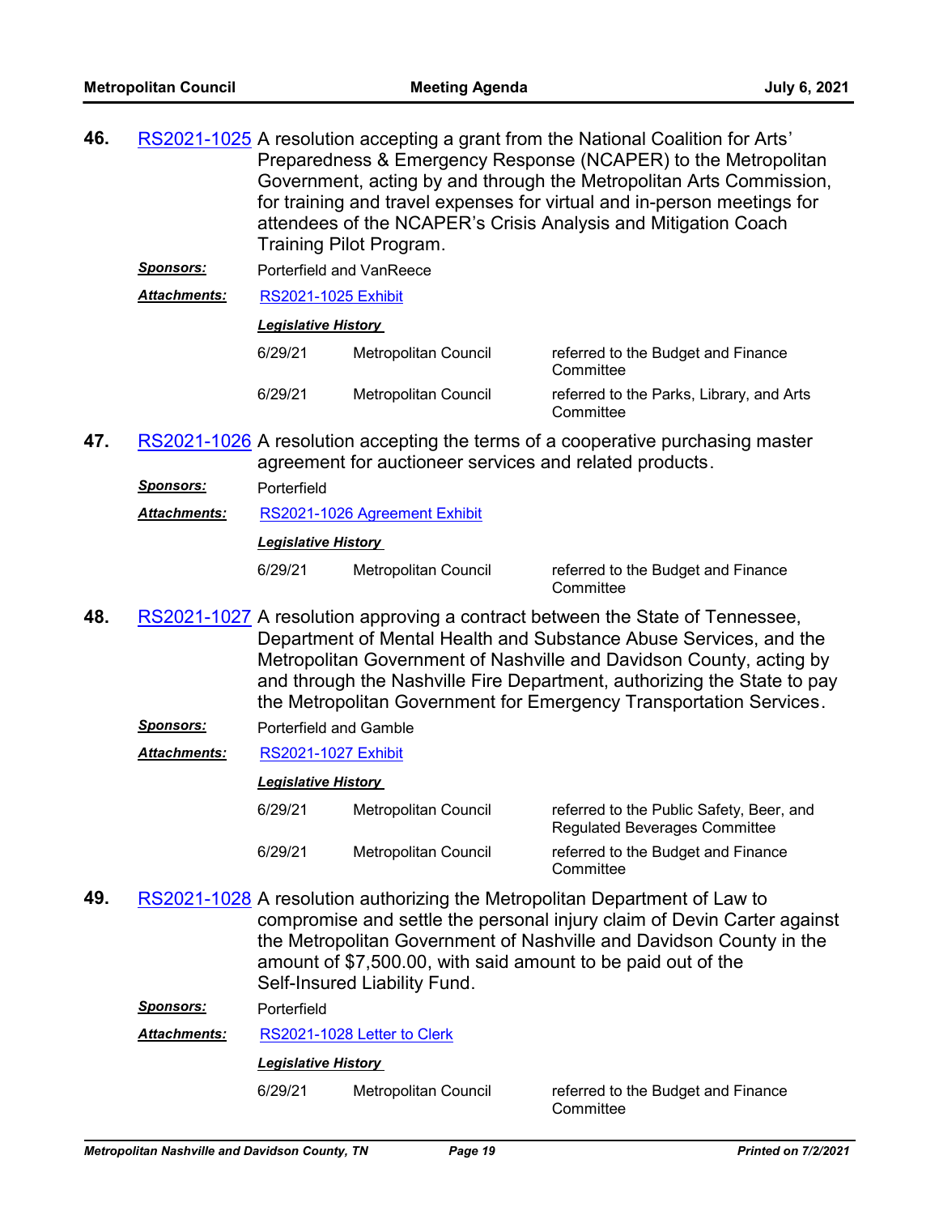**46.** RS2021-1025 A resolution accepting a grant from the National Coalition for Arts' Preparedness & Emergency Response (NCAPER) to the Metropolitan Government, acting by and through the Metropolitan Arts Commission, for training and travel expenses for virtual and in-person meetings for attendees of the NCAPER's Crisis Analysis and Mitigation Coach Training Pilot Program.

***Sponsors:*** Porterfield and VanReece

***Attachments:*** RS2021-1025 Exhibit

***Legislative History***

| | | |
|---|---|---|
| 6/29/21 | Metropolitan Council | referred to the Budget and Finance Committee |
| 6/29/21 | Metropolitan Council | referred to the Parks, Library, and Arts Committee |

**47.** RS2021-1026 A resolution accepting the terms of a cooperative purchasing master agreement for auctioneer services and related products.

***Sponsors:*** Porterfield

***Attachments:*** RS2021-1026 Agreement Exhibit

***Legislative History***

| | | |
|---|---|---|
| 6/29/21 | Metropolitan Council | referred to the Budget and Finance Committee |

**48.** RS2021-1027 A resolution approving a contract between the State of Tennessee, Department of Mental Health and Substance Abuse Services, and the Metropolitan Government of Nashville and Davidson County, acting by and through the Nashville Fire Department, authorizing the State to pay the Metropolitan Government for Emergency Transportation Services.

***Sponsors:*** Porterfield and Gamble

***Attachments:*** RS2021-1027 Exhibit

***Legislative History***

| | | |
|---|---|---|
| 6/29/21 | Metropolitan Council | referred to the Public Safety, Beer, and Regulated Beverages Committee |
| 6/29/21 | Metropolitan Council | referred to the Budget and Finance Committee |

**49.** RS2021-1028 A resolution authorizing the Metropolitan Department of Law to compromise and settle the personal injury claim of Devin Carter against the Metropolitan Government of Nashville and Davidson County in the amount of $7,500.00, with said amount to be paid out of the Self-Insured Liability Fund.

***Sponsors:*** Porterfield

***Attachments:*** RS2021-1028 Letter to Clerk

***Legislative History***

| | | |
|---|---|---|
| 6/29/21 | Metropolitan Council | referred to the Budget and Finance Committee |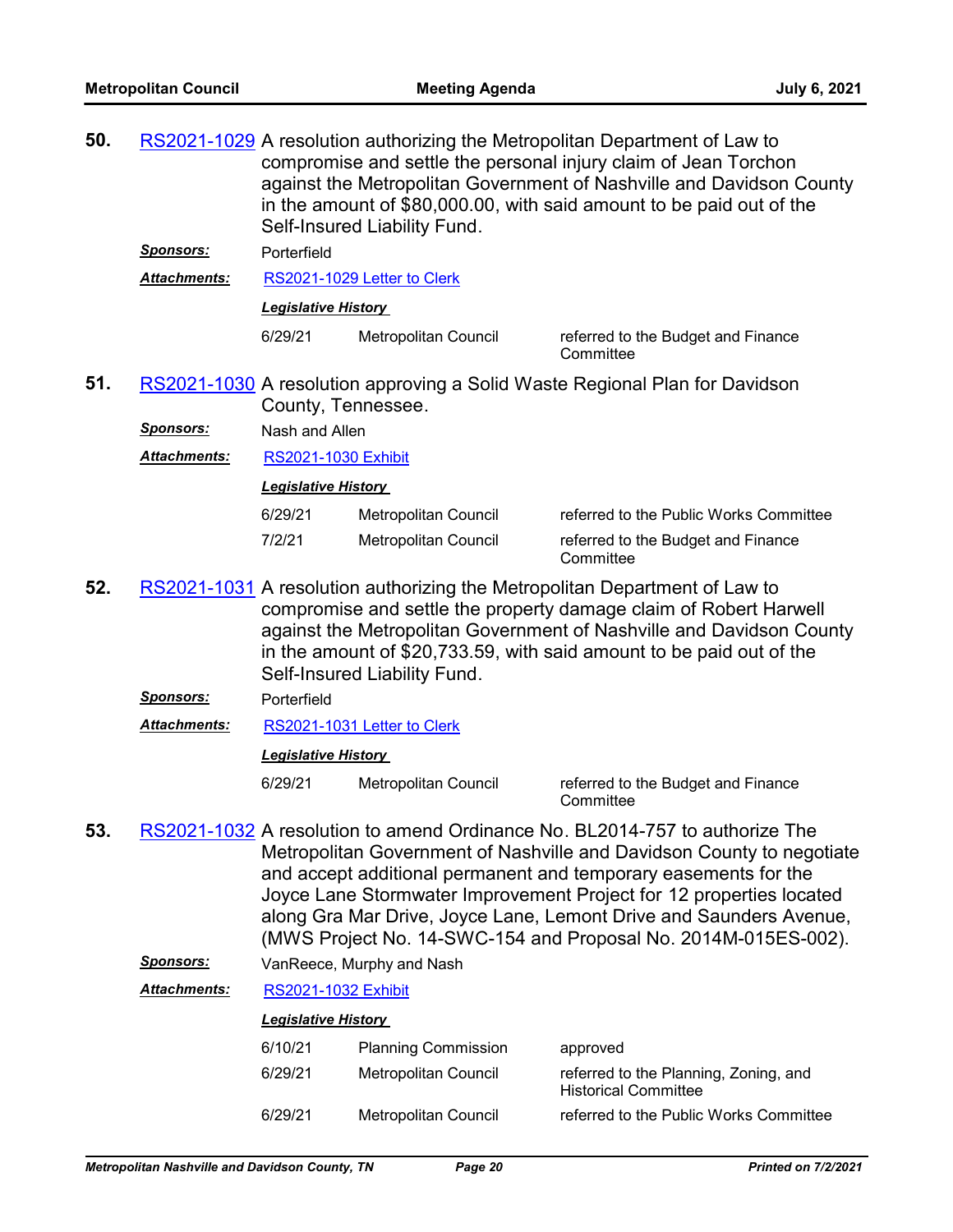**50.** RS2021-1029 A resolution authorizing the Metropolitan Department of Law to compromise and settle the personal injury claim of Jean Torchon against the Metropolitan Government of Nashville and Davidson County in the amount of $80,000.00, with said amount to be paid out of the Self-Insured Liability Fund.

***Sponsors:*** Porterfield

***Attachments:*** RS2021-1029 Letter to Clerk

***Legislative History***

| | | |
|---|---|---|
| 6/29/21 | Metropolitan Council | referred to the Budget and Finance Committee |

**51.** RS2021-1030 A resolution approving a Solid Waste Regional Plan for Davidson County, Tennessee.

***Sponsors:*** Nash and Allen

***Attachments:*** RS2021-1030 Exhibit

***Legislative History***

| | | |
|---|---|---|
| 6/29/21 | Metropolitan Council | referred to the Public Works Committee |
| 7/2/21 | Metropolitan Council | referred to the Budget and Finance Committee |

**52.** RS2021-1031 A resolution authorizing the Metropolitan Department of Law to compromise and settle the property damage claim of Robert Harwell against the Metropolitan Government of Nashville and Davidson County in the amount of $20,733.59, with said amount to be paid out of the Self-Insured Liability Fund.

***Sponsors:*** Porterfield

***Attachments:*** RS2021-1031 Letter to Clerk

***Legislative History***

| | | |
|---|---|---|
| 6/29/21 | Metropolitan Council | referred to the Budget and Finance Committee |

**53.** RS2021-1032 A resolution to amend Ordinance No. BL2014-757 to authorize The Metropolitan Government of Nashville and Davidson County to negotiate and accept additional permanent and temporary easements for the Joyce Lane Stormwater Improvement Project for 12 properties located along Gra Mar Drive, Joyce Lane, Lemont Drive and Saunders Avenue, (MWS Project No. 14-SWC-154 and Proposal No. 2014M-015ES-002).

***Sponsors:*** VanReece, Murphy and Nash

***Attachments:*** RS2021-1032 Exhibit

***Legislative History***

| | | |
|---|---|---|
| 6/10/21 | Planning Commission | approved |
| 6/29/21 | Metropolitan Council | referred to the Planning, Zoning, and Historical Committee |
| 6/29/21 | Metropolitan Council | referred to the Public Works Committee |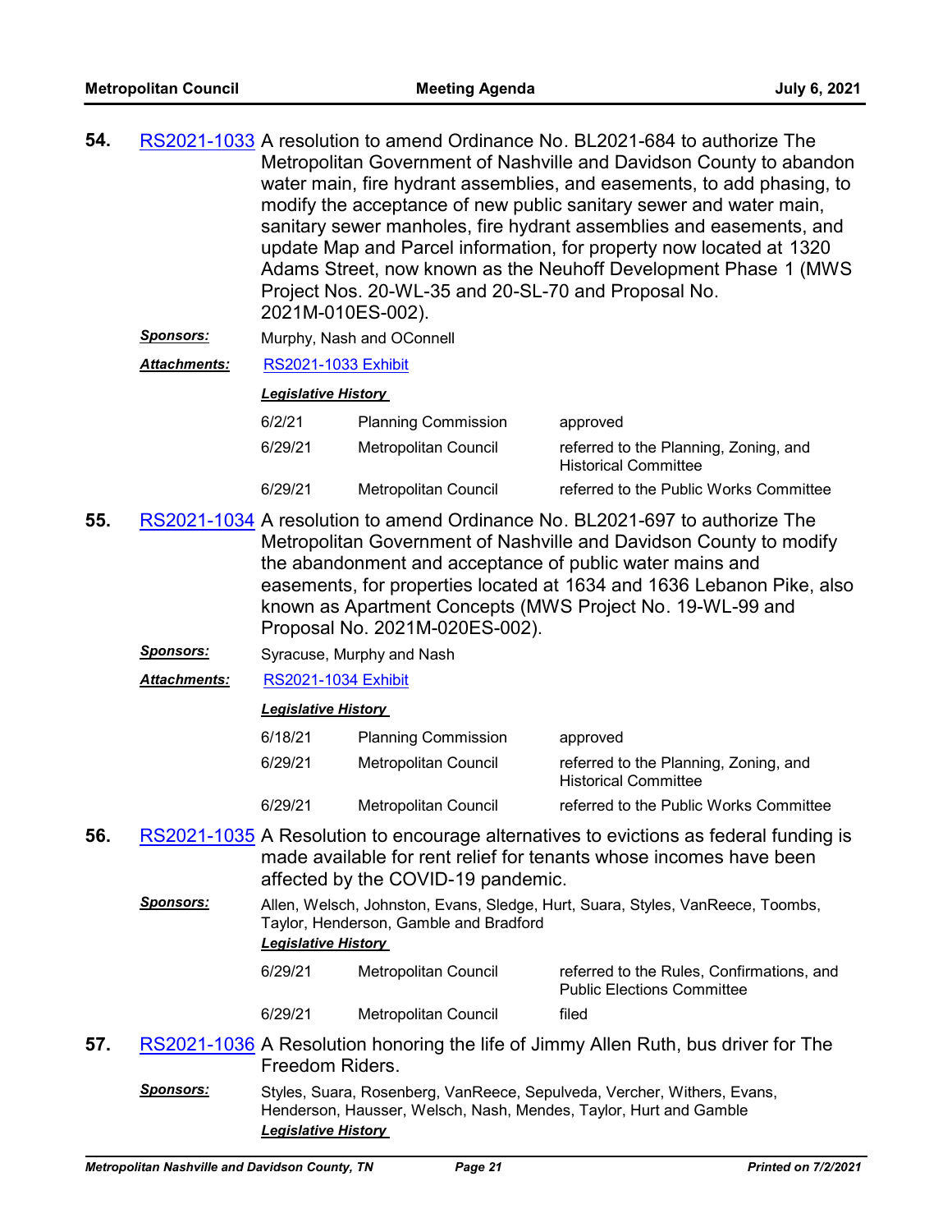**54.** RS2021-1033 A resolution to amend Ordinance No. BL2021-684 to authorize The Metropolitan Government of Nashville and Davidson County to abandon water main, fire hydrant assemblies, and easements, to add phasing, to modify the acceptance of new public sanitary sewer and water main, sanitary sewer manholes, fire hydrant assemblies and easements, and update Map and Parcel information, for property now located at 1320 Adams Street, now known as the Neuhoff Development Phase 1 (MWS Project Nos. 20-WL-35 and 20-SL-70 and Proposal No. 2021M-010ES-002).

***Sponsors:*** Murphy, Nash and OConnell

***Attachments:*** RS2021-1033 Exhibit

***Legislative History***

| | | |
|---|---|---|
| 6/2/21 | Planning Commission | approved |
| 6/29/21 | Metropolitan Council | referred to the Planning, Zoning, and Historical Committee |
| 6/29/21 | Metropolitan Council | referred to the Public Works Committee |

**55.** RS2021-1034 A resolution to amend Ordinance No. BL2021-697 to authorize The Metropolitan Government of Nashville and Davidson County to modify the abandonment and acceptance of public water mains and easements, for properties located at 1634 and 1636 Lebanon Pike, also known as Apartment Concepts (MWS Project No. 19-WL-99 and Proposal No. 2021M-020ES-002).

***Sponsors:*** Syracuse, Murphy and Nash

***Attachments:*** RS2021-1034 Exhibit

***Legislative History***

| | | |
|---|---|---|
| 6/18/21 | Planning Commission | approved |
| 6/29/21 | Metropolitan Council | referred to the Planning, Zoning, and Historical Committee |
| 6/29/21 | Metropolitan Council | referred to the Public Works Committee |

**56.** RS2021-1035 A Resolution to encourage alternatives to evictions as federal funding is made available for rent relief for tenants whose incomes have been affected by the COVID-19 pandemic.

***Sponsors:*** Allen, Welsch, Johnston, Evans, Sledge, Hurt, Suara, Styles, VanReece, Toombs, Taylor, Henderson, Gamble and Bradford

***Legislative History***

| | | |
|---|---|---|
| 6/29/21 | Metropolitan Council | referred to the Rules, Confirmations, and Public Elections Committee |
| 6/29/21 | Metropolitan Council | filed |

**57.** RS2021-1036 A Resolution honoring the life of Jimmy Allen Ruth, bus driver for The Freedom Riders.

***Sponsors:*** Styles, Suara, Rosenberg, VanReece, Sepulveda, Vercher, Withers, Evans, Henderson, Hausser, Welsch, Nash, Mendes, Taylor, Hurt and Gamble

***Legislative History***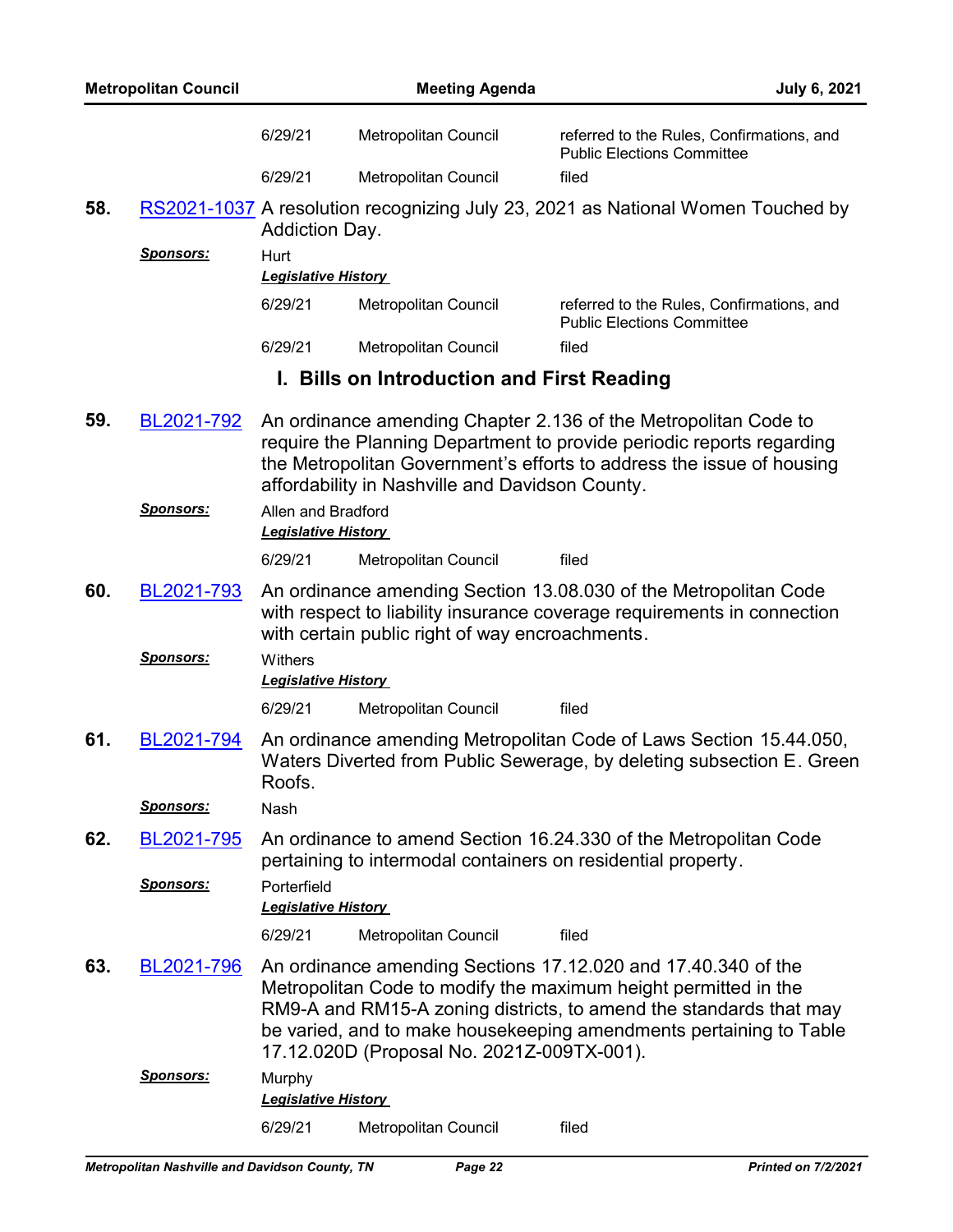| | | |
|---|---|---|
| 6/29/21 | Metropolitan Council | referred to the Rules, Confirmations, and Public Elections Committee |
| 6/29/21 | Metropolitan Council | filed |

**58.** RS2021-1037 A resolution recognizing July 23, 2021 as National Women Touched by Addiction Day.

***Sponsors:*** Hurt

***Legislative History***

| | | |
|---|---|---|
| 6/29/21 | Metropolitan Council | referred to the Rules, Confirmations, and Public Elections Committee |
| 6/29/21 | Metropolitan Council | filed |

## I. Bills on Introduction and First Reading

**59.** BL2021-792 An ordinance amending Chapter 2.136 of the Metropolitan Code to require the Planning Department to provide periodic reports regarding the Metropolitan Government's efforts to address the issue of housing affordability in Nashville and Davidson County.

***Sponsors:*** Allen and Bradford

***Legislative History***

| | | |
|---|---|---|
| 6/29/21 | Metropolitan Council | filed |

**60.** BL2021-793 An ordinance amending Section 13.08.030 of the Metropolitan Code with respect to liability insurance coverage requirements in connection with certain public right of way encroachments.

***Sponsors:*** Withers

***Legislative History***

| | | |
|---|---|---|
| 6/29/21 | Metropolitan Council | filed |

**61.** BL2021-794 An ordinance amending Metropolitan Code of Laws Section 15.44.050, Waters Diverted from Public Sewerage, by deleting subsection E. Green Roofs.

***Sponsors:*** Nash

**62.** BL2021-795 An ordinance to amend Section 16.24.330 of the Metropolitan Code pertaining to intermodal containers on residential property.

***Sponsors:*** Porterfield

***Legislative History***

| | | |
|---|---|---|
| 6/29/21 | Metropolitan Council | filed |

**63.** BL2021-796 An ordinance amending Sections 17.12.020 and 17.40.340 of the Metropolitan Code to modify the maximum height permitted in the RM9-A and RM15-A zoning districts, to amend the standards that may be varied, and to make housekeeping amendments pertaining to Table 17.12.020D (Proposal No. 2021Z-009TX-001).

***Sponsors:*** Murphy

***Legislative History***

| | | |
|---|---|---|
| 6/29/21 | Metropolitan Council | filed |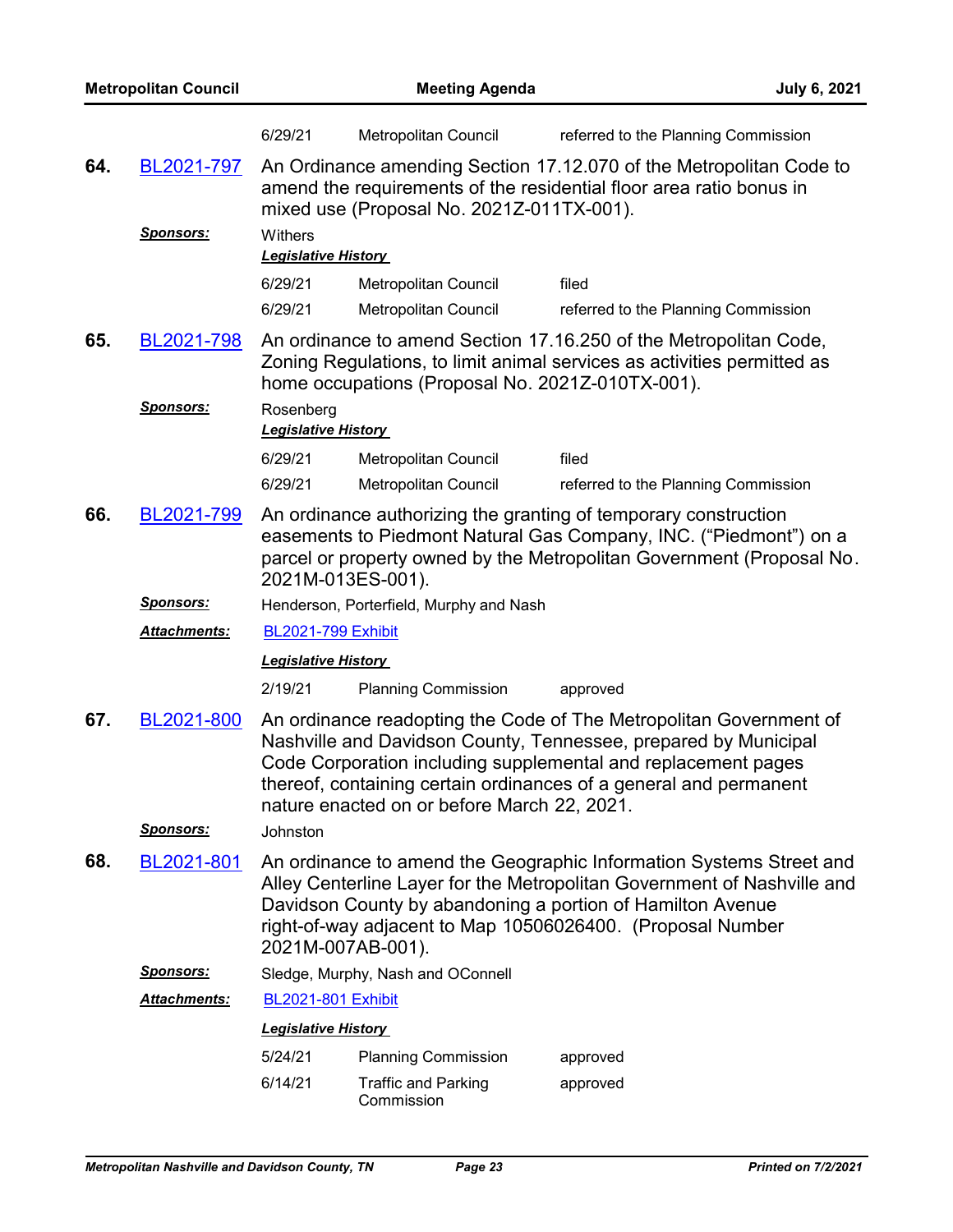| 6/29/21 | Metropolitan Council | referred to the Planning Commission |
|---|---|---|

**64.** BL2021-797 An Ordinance amending Section 17.12.070 of the Metropolitan Code to amend the requirements of the residential floor area ratio bonus in mixed use (Proposal No. 2021Z-011TX-001).

***Sponsors:*** Withers

***Legislative History***

| Date | Body | Action |
|---|---|---|
| 6/29/21 | Metropolitan Council | filed |
| 6/29/21 | Metropolitan Council | referred to the Planning Commission |

**65.** BL2021-798 An ordinance to amend Section 17.16.250 of the Metropolitan Code, Zoning Regulations, to limit animal services as activities permitted as home occupations (Proposal No. 2021Z-010TX-001).

***Sponsors:*** Rosenberg

***Legislative History***

| Date | Body | Action |
|---|---|---|
| 6/29/21 | Metropolitan Council | filed |
| 6/29/21 | Metropolitan Council | referred to the Planning Commission |

**66.** BL2021-799 An ordinance authorizing the granting of temporary construction easements to Piedmont Natural Gas Company, INC. ("Piedmont") on a parcel or property owned by the Metropolitan Government (Proposal No. 2021M-013ES-001).

***Sponsors:*** Henderson, Porterfield, Murphy and Nash

***Attachments:*** BL2021-799 Exhibit

***Legislative History***

| Date | Body | Action |
|---|---|---|
| 2/19/21 | Planning Commission | approved |

**67.** BL2021-800 An ordinance readopting the Code of The Metropolitan Government of Nashville and Davidson County, Tennessee, prepared by Municipal Code Corporation including supplemental and replacement pages thereof, containing certain ordinances of a general and permanent nature enacted on or before March 22, 2021.

***Sponsors:*** Johnston

**68.** BL2021-801 An ordinance to amend the Geographic Information Systems Street and Alley Centerline Layer for the Metropolitan Government of Nashville and Davidson County by abandoning a portion of Hamilton Avenue right-of-way adjacent to Map 10506026400. (Proposal Number 2021M-007AB-001).

***Sponsors:*** Sledge, Murphy, Nash and OConnell

***Attachments:*** BL2021-801 Exhibit

***Legislative History***

| Date | Body | Action |
|---|---|---|
| 5/24/21 | Planning Commission | approved |
| 6/14/21 | Traffic and Parking Commission | approved |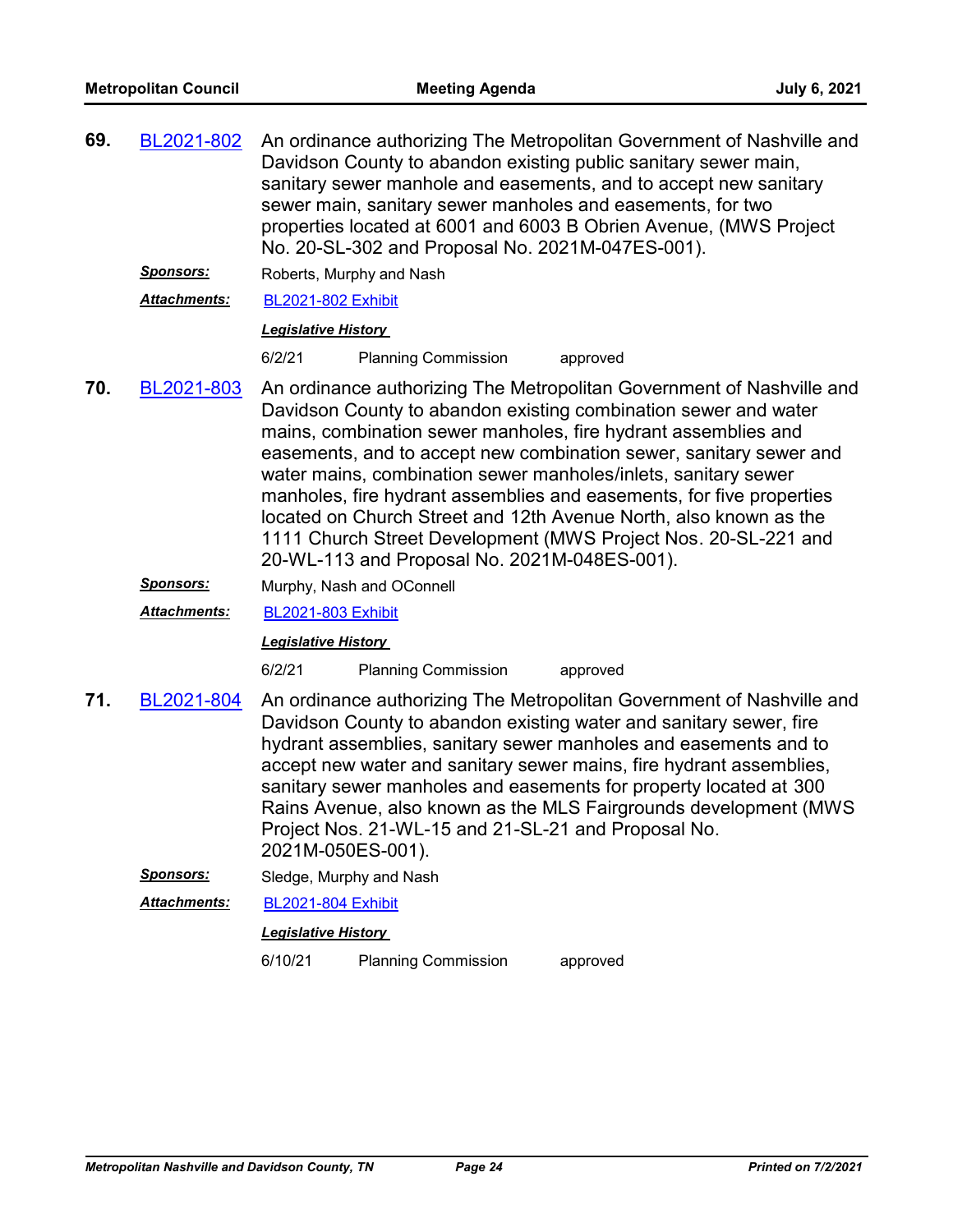**69.** BL2021-802 An ordinance authorizing The Metropolitan Government of Nashville and Davidson County to abandon existing public sanitary sewer main, sanitary sewer manhole and easements, and to accept new sanitary sewer main, sanitary sewer manholes and easements, for two properties located at 6001 and 6003 B Obrien Avenue, (MWS Project No. 20-SL-302 and Proposal No. 2021M-047ES-001).

***Sponsors:*** Roberts, Murphy and Nash

***Attachments:*** BL2021-802 Exhibit

***Legislative History***

| | | |
|---|---|---|
| 6/2/21 | Planning Commission | approved |

**70.** BL2021-803 An ordinance authorizing The Metropolitan Government of Nashville and Davidson County to abandon existing combination sewer and water mains, combination sewer manholes, fire hydrant assemblies and easements, and to accept new combination sewer, sanitary sewer and water mains, combination sewer manholes/inlets, sanitary sewer manholes, fire hydrant assemblies and easements, for five properties located on Church Street and 12th Avenue North, also known as the 1111 Church Street Development (MWS Project Nos. 20-SL-221 and 20-WL-113 and Proposal No. 2021M-048ES-001).

***Sponsors:*** Murphy, Nash and OConnell

***Attachments:*** BL2021-803 Exhibit

***Legislative History***

| | | |
|---|---|---|
| 6/2/21 | Planning Commission | approved |

**71.** BL2021-804 An ordinance authorizing The Metropolitan Government of Nashville and Davidson County to abandon existing water and sanitary sewer, fire hydrant assemblies, sanitary sewer manholes and easements and to accept new water and sanitary sewer mains, fire hydrant assemblies, sanitary sewer manholes and easements for property located at 300 Rains Avenue, also known as the MLS Fairgrounds development (MWS Project Nos. 21-WL-15 and 21-SL-21 and Proposal No. 2021M-050ES-001).

***Sponsors:*** Sledge, Murphy and Nash

***Attachments:*** BL2021-804 Exhibit

***Legislative History***

| | | |
|---|---|---|
| 6/10/21 | Planning Commission | approved |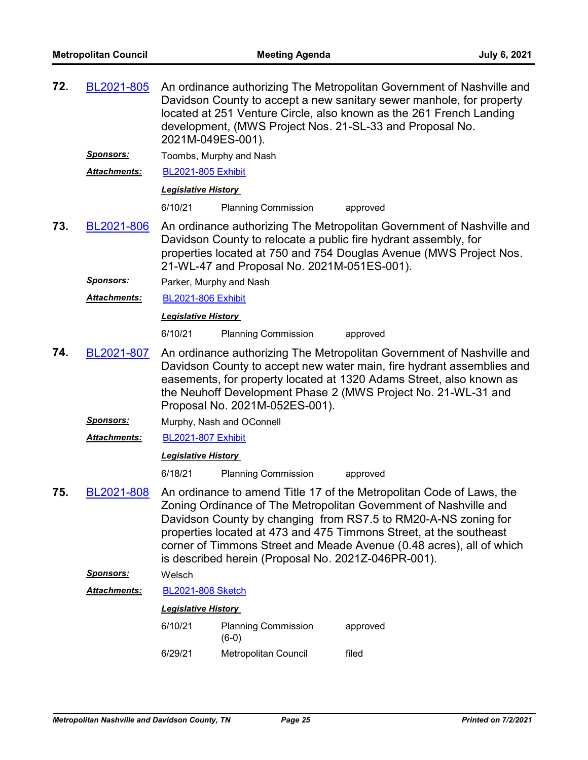**72.** BL2021-805 An ordinance authorizing The Metropolitan Government of Nashville and Davidson County to accept a new sanitary sewer manhole, for property located at 251 Venture Circle, also known as the 261 French Landing development, (MWS Project Nos. 21-SL-33 and Proposal No. 2021M-049ES-001).

***Sponsors:*** Toombs, Murphy and Nash

***Attachments:*** BL2021-805 Exhibit

***Legislative History***

| | | |
|---|---|---|
| 6/10/21 | Planning Commission | approved |

**73.** BL2021-806 An ordinance authorizing The Metropolitan Government of Nashville and Davidson County to relocate a public fire hydrant assembly, for properties located at 750 and 754 Douglas Avenue (MWS Project Nos. 21-WL-47 and Proposal No. 2021M-051ES-001).

***Sponsors:*** Parker, Murphy and Nash

***Attachments:*** BL2021-806 Exhibit

***Legislative History***

| | | |
|---|---|---|
| 6/10/21 | Planning Commission | approved |

**74.** BL2021-807 An ordinance authorizing The Metropolitan Government of Nashville and Davidson County to accept new water main, fire hydrant assemblies and easements, for property located at 1320 Adams Street, also known as the Neuhoff Development Phase 2 (MWS Project No. 21-WL-31 and Proposal No. 2021M-052ES-001).

***Sponsors:*** Murphy, Nash and OConnell

***Attachments:*** BL2021-807 Exhibit

***Legislative History***

| | | |
|---|---|---|
| 6/18/21 | Planning Commission | approved |

**75.** BL2021-808 An ordinance to amend Title 17 of the Metropolitan Code of Laws, the Zoning Ordinance of The Metropolitan Government of Nashville and Davidson County by changing from RS7.5 to RM20-A-NS zoning for properties located at 473 and 475 Timmons Street, at the southeast corner of Timmons Street and Meade Avenue (0.48 acres), all of which is described herein (Proposal No. 2021Z-046PR-001).

***Sponsors:*** Welsch

***Attachments:*** BL2021-808 Sketch

***Legislative History***

| | | |
|---|---|---|
| 6/10/21 | Planning Commission (6-0) | approved |
| 6/29/21 | Metropolitan Council | filed |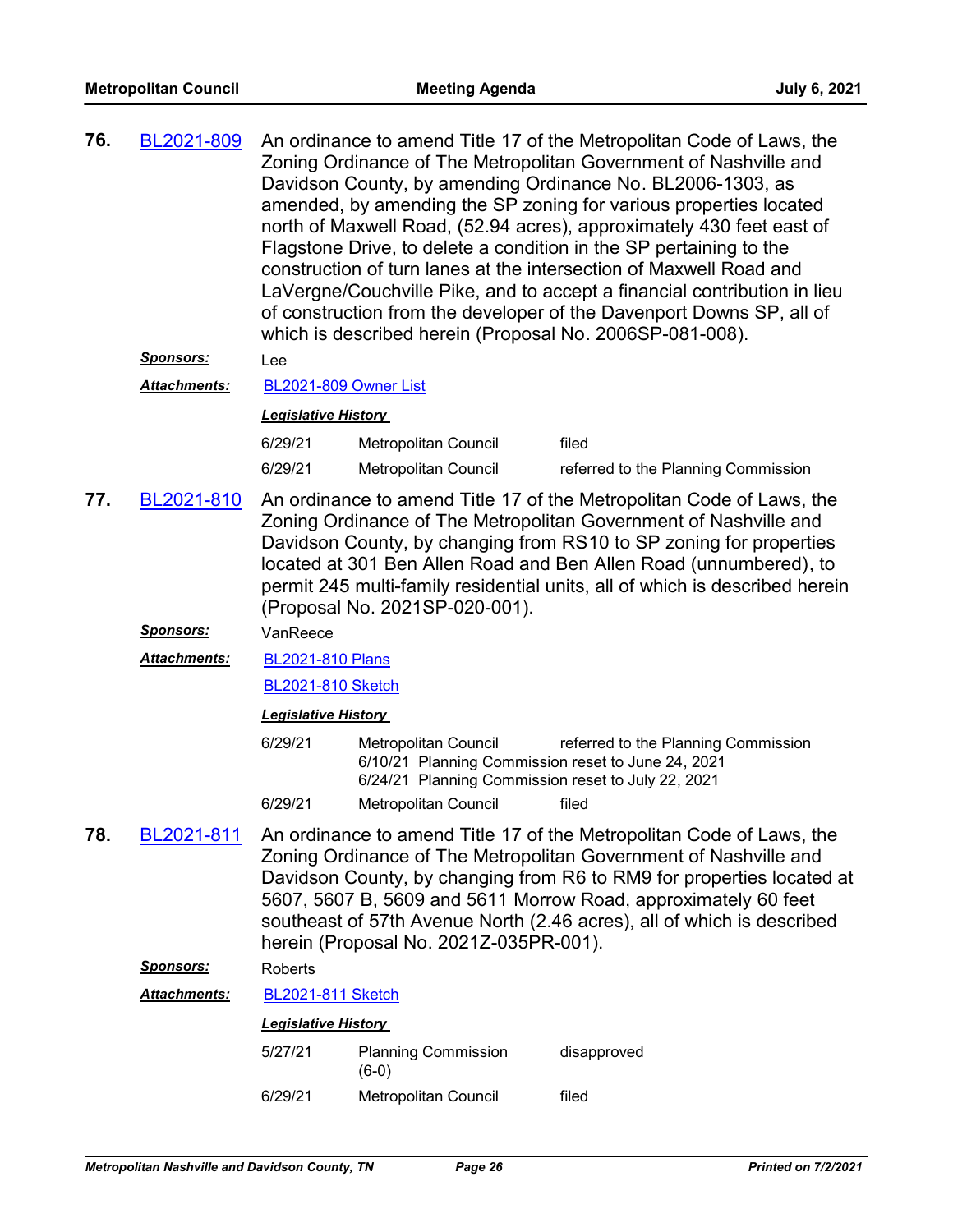**76.** BL2021-809 An ordinance to amend Title 17 of the Metropolitan Code of Laws, the Zoning Ordinance of The Metropolitan Government of Nashville and Davidson County, by amending Ordinance No. BL2006-1303, as amended, by amending the SP zoning for various properties located north of Maxwell Road, (52.94 acres), approximately 430 feet east of Flagstone Drive, to delete a condition in the SP pertaining to the construction of turn lanes at the intersection of Maxwell Road and LaVergne/Couchville Pike, and to accept a financial contribution in lieu of construction from the developer of the Davenport Downs SP, all of which is described herein (Proposal No. 2006SP-081-008).

***Sponsors:*** Lee

***Attachments:*** BL2021-809 Owner List

***Legislative History***

| | | |
|---|---|---|
| 6/29/21 | Metropolitan Council | filed |
| 6/29/21 | Metropolitan Council | referred to the Planning Commission |

**77.** BL2021-810 An ordinance to amend Title 17 of the Metropolitan Code of Laws, the Zoning Ordinance of The Metropolitan Government of Nashville and Davidson County, by changing from RS10 to SP zoning for properties located at 301 Ben Allen Road and Ben Allen Road (unnumbered), to permit 245 multi-family residential units, all of which is described herein (Proposal No. 2021SP-020-001).

***Sponsors:*** VanReece

***Attachments:*** BL2021-810 Plans

BL2021-810 Sketch

***Legislative History***

| | | |
|---|---|---|
| 6/29/21 | Metropolitan Council<br>6/10/21 Planning Commission reset to June 24, 2021<br>6/24/21 Planning Commission reset to July 22, 2021 | referred to the Planning Commission |
| 6/29/21 | Metropolitan Council | filed |

**78.** BL2021-811 An ordinance to amend Title 17 of the Metropolitan Code of Laws, the Zoning Ordinance of The Metropolitan Government of Nashville and Davidson County, by changing from R6 to RM9 for properties located at 5607, 5607 B, 5609 and 5611 Morrow Road, approximately 60 feet southeast of 57th Avenue North (2.46 acres), all of which is described herein (Proposal No. 2021Z-035PR-001).

***Sponsors:*** Roberts

***Attachments:*** BL2021-811 Sketch

***Legislative History***

| | | |
|---|---|---|
| 5/27/21 | Planning Commission (6-0) | disapproved |
| 6/29/21 | Metropolitan Council | filed |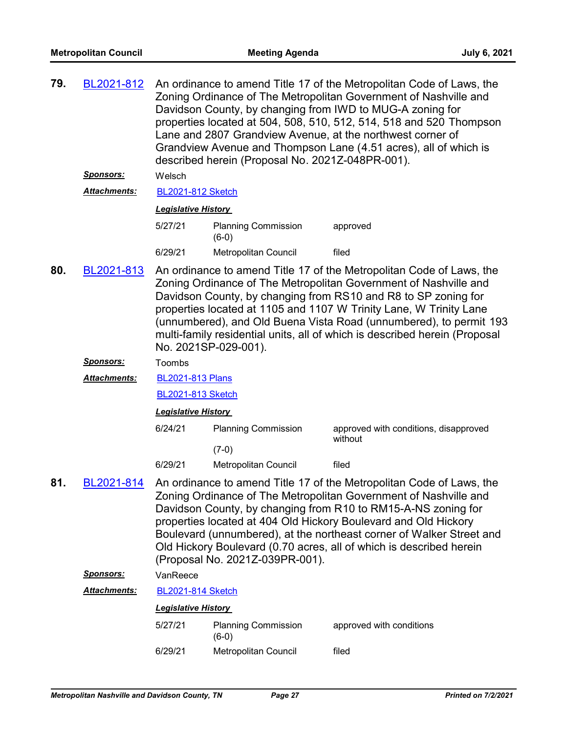**79.** BL2021-812 An ordinance to amend Title 17 of the Metropolitan Code of Laws, the Zoning Ordinance of The Metropolitan Government of Nashville and Davidson County, by changing from IWD to MUG-A zoning for properties located at 504, 508, 510, 512, 514, 518 and 520 Thompson Lane and 2807 Grandview Avenue, at the northwest corner of Grandview Avenue and Thompson Lane (4.51 acres), all of which is described herein (Proposal No. 2021Z-048PR-001).

***Sponsors:*** Welsch

***Attachments:*** BL2021-812 Sketch

***Legislative History***

| | | |
|---|---|---|
| 5/27/21 | Planning Commission (6-0) | approved |
| 6/29/21 | Metropolitan Council | filed |

**80.** BL2021-813 An ordinance to amend Title 17 of the Metropolitan Code of Laws, the Zoning Ordinance of The Metropolitan Government of Nashville and Davidson County, by changing from RS10 and R8 to SP zoning for properties located at 1105 and 1107 W Trinity Lane, W Trinity Lane (unnumbered), and Old Buena Vista Road (unnumbered), to permit 193 multi-family residential units, all of which is described herein (Proposal No. 2021SP-029-001).

***Sponsors:*** Toombs

***Attachments:*** BL2021-813 Plans

BL2021-813 Sketch

***Legislative History***

| | | |
|---|---|---|
| 6/24/21 | Planning Commission (7-0) | approved with conditions, disapproved without |
| 6/29/21 | Metropolitan Council | filed |

**81.** BL2021-814 An ordinance to amend Title 17 of the Metropolitan Code of Laws, the Zoning Ordinance of The Metropolitan Government of Nashville and Davidson County, by changing from R10 to RM15-A-NS zoning for properties located at 404 Old Hickory Boulevard and Old Hickory Boulevard (unnumbered), at the northeast corner of Walker Street and Old Hickory Boulevard (0.70 acres, all of which is described herein (Proposal No. 2021Z-039PR-001).

***Sponsors:*** VanReece

***Attachments:*** BL2021-814 Sketch

***Legislative History***

| | | |
|---|---|---|
| 5/27/21 | Planning Commission (6-0) | approved with conditions |
| 6/29/21 | Metropolitan Council | filed |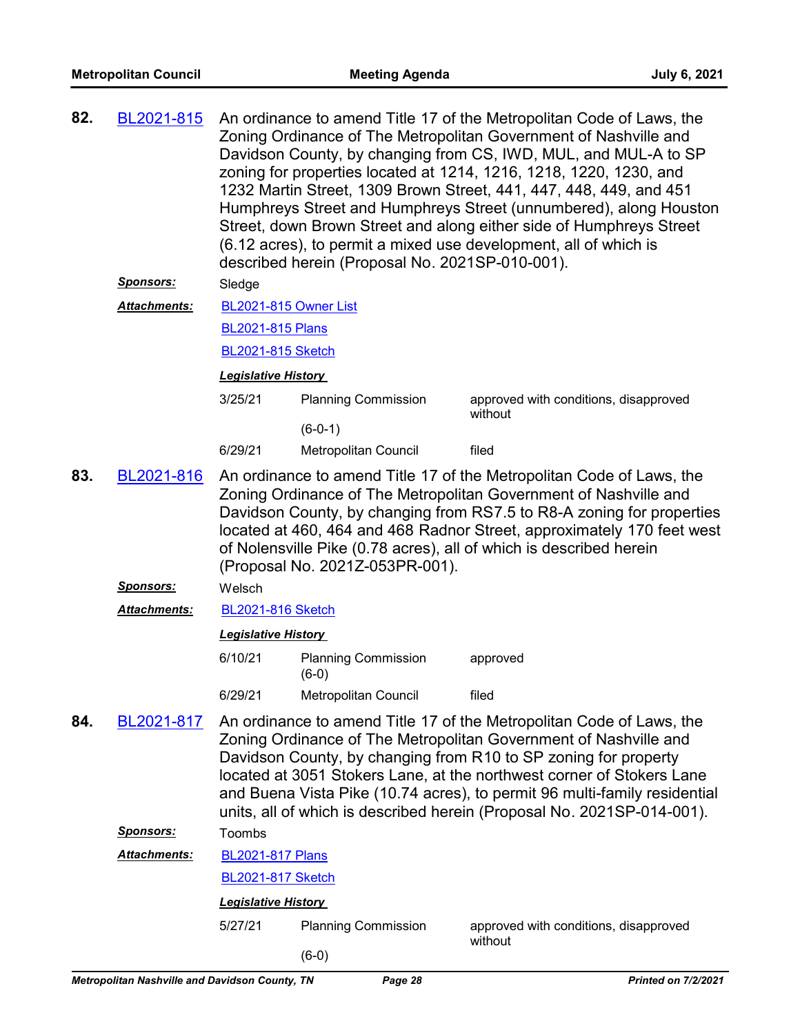**82.** BL2021-815 An ordinance to amend Title 17 of the Metropolitan Code of Laws, the Zoning Ordinance of The Metropolitan Government of Nashville and Davidson County, by changing from CS, IWD, MUL, and MUL-A to SP zoning for properties located at 1214, 1216, 1218, 1220, 1230, and 1232 Martin Street, 1309 Brown Street, 441, 447, 448, 449, and 451 Humphreys Street and Humphreys Street (unnumbered), along Houston Street, down Brown Street and along either side of Humphreys Street (6.12 acres), to permit a mixed use development, all of which is described herein (Proposal No. 2021SP-010-001).

***Sponsors:*** Sledge

***Attachments:*** BL2021-815 Owner List

BL2021-815 Plans

BL2021-815 Sketch

***Legislative History***

| Date | Action By | Action |
|---|---|---|
| 3/25/21 | Planning Commission (6-0-1) | approved with conditions, disapproved without |
| 6/29/21 | Metropolitan Council | filed |

**83.** BL2021-816 An ordinance to amend Title 17 of the Metropolitan Code of Laws, the Zoning Ordinance of The Metropolitan Government of Nashville and Davidson County, by changing from RS7.5 to R8-A zoning for properties located at 460, 464 and 468 Radnor Street, approximately 170 feet west of Nolensville Pike (0.78 acres), all of which is described herein (Proposal No. 2021Z-053PR-001).

***Sponsors:*** Welsch

***Attachments:*** BL2021-816 Sketch

***Legislative History***

| Date | Action By | Action |
|---|---|---|
| 6/10/21 | Planning Commission (6-0) | approved |
| 6/29/21 | Metropolitan Council | filed |

**84.** BL2021-817 An ordinance to amend Title 17 of the Metropolitan Code of Laws, the Zoning Ordinance of The Metropolitan Government of Nashville and Davidson County, by changing from R10 to SP zoning for property located at 3051 Stokers Lane, at the northwest corner of Stokers Lane and Buena Vista Pike (10.74 acres), to permit 96 multi-family residential units, all of which is described herein (Proposal No. 2021SP-014-001).

***Sponsors:*** Toombs

***Attachments:*** BL2021-817 Plans

BL2021-817 Sketch

***Legislative History***

| Date | Action By | Action |
|---|---|---|
| 5/27/21 | Planning Commission (6-0) | approved with conditions, disapproved without |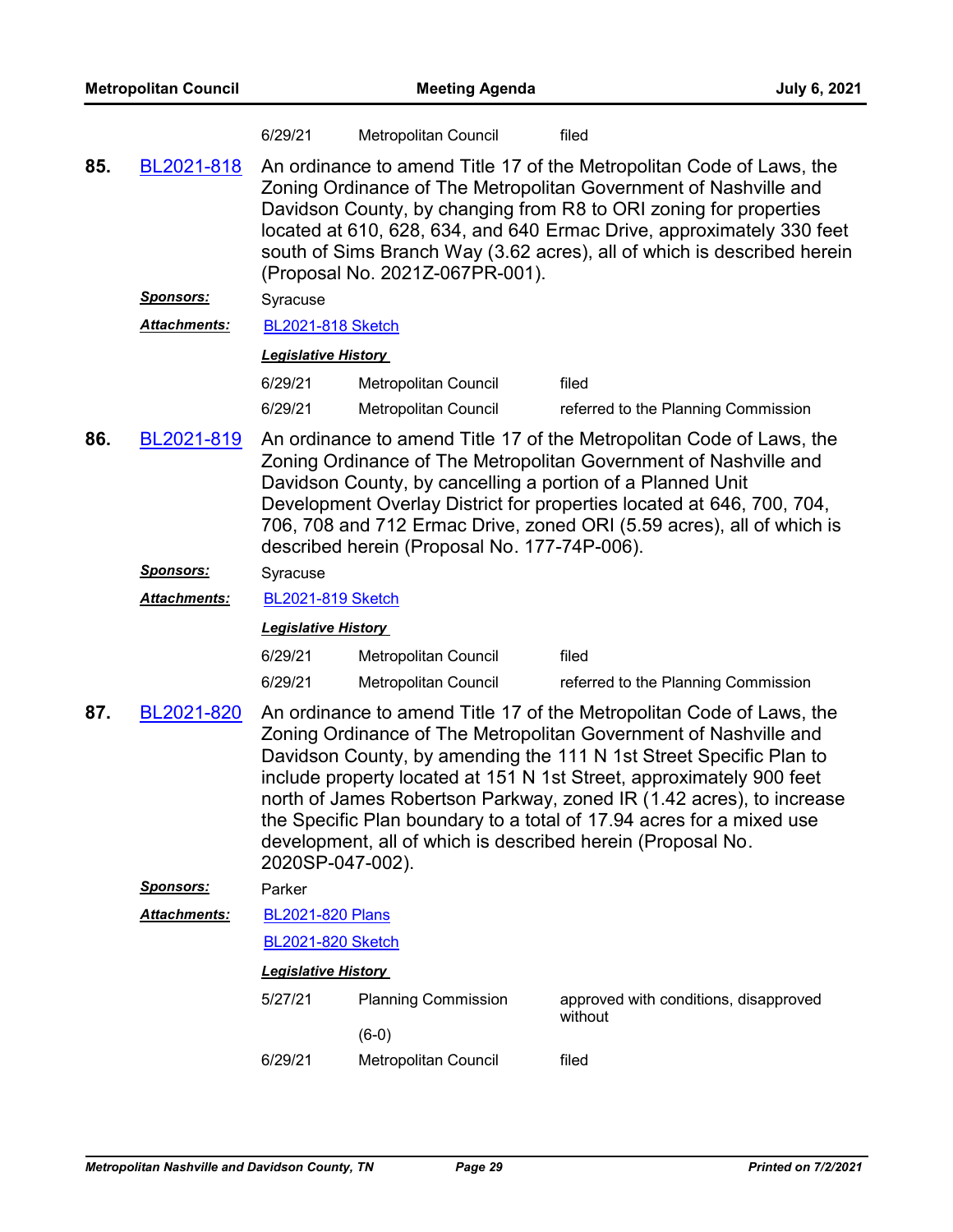| | | |
|---|---|---|
| 6/29/21 | Metropolitan Council | filed |

**85.** BL2021-818 An ordinance to amend Title 17 of the Metropolitan Code of Laws, the Zoning Ordinance of The Metropolitan Government of Nashville and Davidson County, by changing from R8 to ORI zoning for properties located at 610, 628, 634, and 640 Ermac Drive, approximately 330 feet south of Sims Branch Way (3.62 acres), all of which is described herein (Proposal No. 2021Z-067PR-001).

***Sponsors:*** Syracuse

***Attachments:*** BL2021-818 Sketch

***Legislative History***

| | | |
|---|---|---|
| 6/29/21 | Metropolitan Council | filed |
| 6/29/21 | Metropolitan Council | referred to the Planning Commission |

**86.** BL2021-819 An ordinance to amend Title 17 of the Metropolitan Code of Laws, the Zoning Ordinance of The Metropolitan Government of Nashville and Davidson County, by cancelling a portion of a Planned Unit Development Overlay District for properties located at 646, 700, 704, 706, 708 and 712 Ermac Drive, zoned ORI (5.59 acres), all of which is described herein (Proposal No. 177-74P-006).

***Sponsors:*** Syracuse

***Attachments:*** BL2021-819 Sketch

***Legislative History***

| | | |
|---|---|---|
| 6/29/21 | Metropolitan Council | filed |
| 6/29/21 | Metropolitan Council | referred to the Planning Commission |

**87.** BL2021-820 An ordinance to amend Title 17 of the Metropolitan Code of Laws, the Zoning Ordinance of The Metropolitan Government of Nashville and Davidson County, by amending the 111 N 1st Street Specific Plan to include property located at 151 N 1st Street, approximately 900 feet north of James Robertson Parkway, zoned IR (1.42 acres), to increase the Specific Plan boundary to a total of 17.94 acres for a mixed use development, all of which is described herein (Proposal No. 2020SP-047-002).

***Sponsors:*** Parker

***Attachments:*** BL2021-820 Plans

BL2021-820 Sketch

***Legislative History***

| | | |
|---|---|---|
| 5/27/21 | Planning Commission (6-0) | approved with conditions, disapproved without |
| 6/29/21 | Metropolitan Council | filed |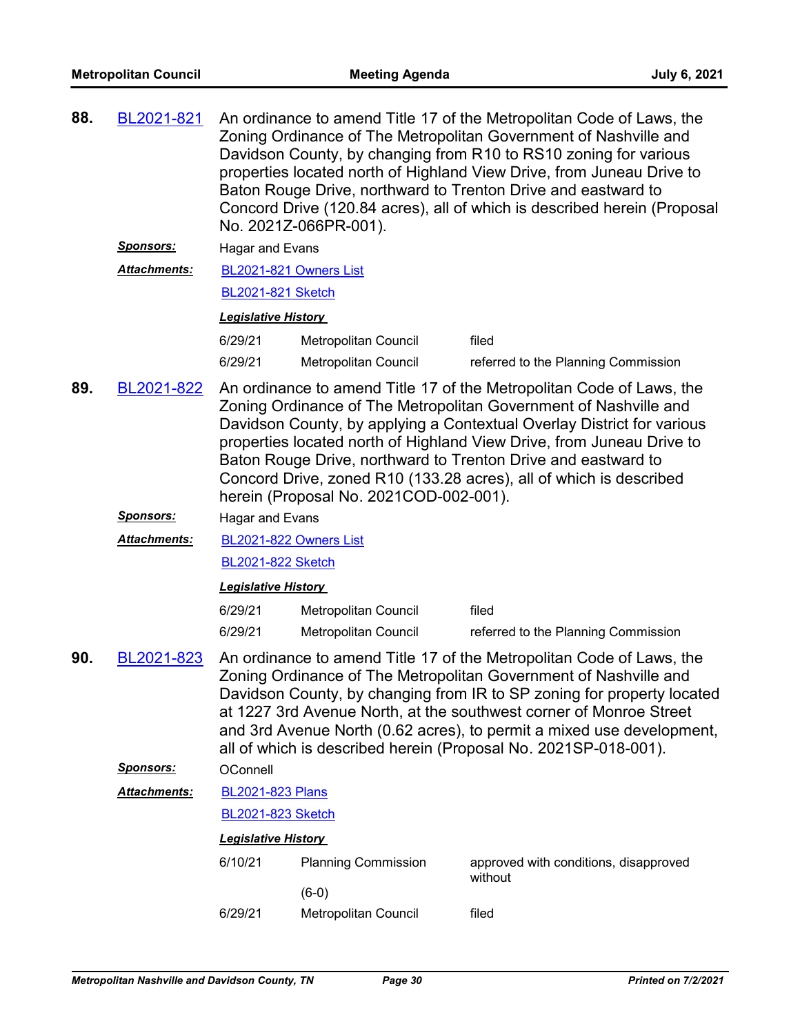**88.** BL2021-821 An ordinance to amend Title 17 of the Metropolitan Code of Laws, the Zoning Ordinance of The Metropolitan Government of Nashville and Davidson County, by changing from R10 to RS10 zoning for various properties located north of Highland View Drive, from Juneau Drive to Baton Rouge Drive, northward to Trenton Drive and eastward to Concord Drive (120.84 acres), all of which is described herein (Proposal No. 2021Z-066PR-001).

***Sponsors:*** Hagar and Evans

***Attachments:*** BL2021-821 Owners List

BL2021-821 Sketch

***Legislative History***

| | | |
|---|---|---|
| 6/29/21 | Metropolitan Council | filed |
| 6/29/21 | Metropolitan Council | referred to the Planning Commission |

**89.** BL2021-822 An ordinance to amend Title 17 of the Metropolitan Code of Laws, the Zoning Ordinance of The Metropolitan Government of Nashville and Davidson County, by applying a Contextual Overlay District for various properties located north of Highland View Drive, from Juneau Drive to Baton Rouge Drive, northward to Trenton Drive and eastward to Concord Drive, zoned R10 (133.28 acres), all of which is described herein (Proposal No. 2021COD-002-001).

***Sponsors:*** Hagar and Evans

***Attachments:*** BL2021-822 Owners List

BL2021-822 Sketch

***Legislative History***

| | | |
|---|---|---|
| 6/29/21 | Metropolitan Council | filed |
| 6/29/21 | Metropolitan Council | referred to the Planning Commission |

**90.** BL2021-823 An ordinance to amend Title 17 of the Metropolitan Code of Laws, the Zoning Ordinance of The Metropolitan Government of Nashville and Davidson County, by changing from IR to SP zoning for property located at 1227 3rd Avenue North, at the southwest corner of Monroe Street and 3rd Avenue North (0.62 acres), to permit a mixed use development, all of which is described herein (Proposal No. 2021SP-018-001).

***Sponsors:*** OConnell

***Attachments:*** BL2021-823 Plans

BL2021-823 Sketch

***Legislative History***

| | | |
|---|---|---|
| 6/10/21 | Planning Commission (6-0) | approved with conditions, disapproved without |
| 6/29/21 | Metropolitan Council | filed |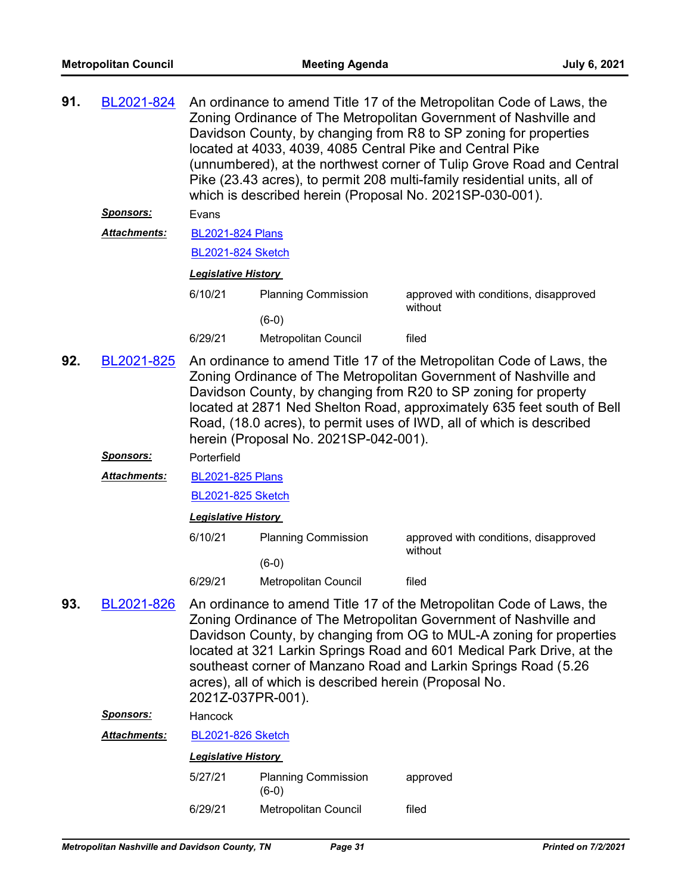**91.** BL2021-824 An ordinance to amend Title 17 of the Metropolitan Code of Laws, the Zoning Ordinance of The Metropolitan Government of Nashville and Davidson County, by changing from R8 to SP zoning for properties located at 4033, 4039, 4085 Central Pike and Central Pike (unnumbered), at the northwest corner of Tulip Grove Road and Central Pike (23.43 acres), to permit 208 multi-family residential units, all of which is described herein (Proposal No. 2021SP-030-001).

***Sponsors:*** Evans

***Attachments:*** BL2021-824 Plans

BL2021-824 Sketch

***Legislative History***

| | | |
|---|---|---|
| 6/10/21 | Planning Commission (6-0) | approved with conditions, disapproved without |
| 6/29/21 | Metropolitan Council | filed |

**92.** BL2021-825 An ordinance to amend Title 17 of the Metropolitan Code of Laws, the Zoning Ordinance of The Metropolitan Government of Nashville and Davidson County, by changing from R20 to SP zoning for property located at 2871 Ned Shelton Road, approximately 635 feet south of Bell Road, (18.0 acres), to permit uses of IWD, all of which is described herein (Proposal No. 2021SP-042-001).

***Sponsors:*** Porterfield

***Attachments:*** BL2021-825 Plans

BL2021-825 Sketch

***Legislative History***

| | | |
|---|---|---|
| 6/10/21 | Planning Commission (6-0) | approved with conditions, disapproved without |
| 6/29/21 | Metropolitan Council | filed |

**93.** BL2021-826 An ordinance to amend Title 17 of the Metropolitan Code of Laws, the Zoning Ordinance of The Metropolitan Government of Nashville and Davidson County, by changing from OG to MUL-A zoning for properties located at 321 Larkin Springs Road and 601 Medical Park Drive, at the southeast corner of Manzano Road and Larkin Springs Road (5.26 acres), all of which is described herein (Proposal No. 2021Z-037PR-001).

***Sponsors:*** Hancock

***Attachments:*** BL2021-826 Sketch

***Legislative History***

| | | |
|---|---|---|
| 5/27/21 | Planning Commission (6-0) | approved |
| 6/29/21 | Metropolitan Council | filed |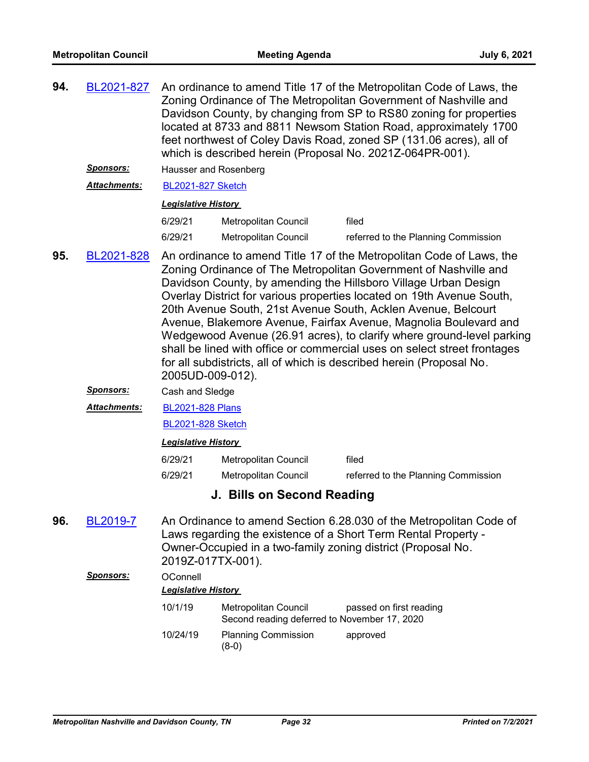**94.** BL2021-827 An ordinance to amend Title 17 of the Metropolitan Code of Laws, the Zoning Ordinance of The Metropolitan Government of Nashville and Davidson County, by changing from SP to RS80 zoning for properties located at 8733 and 8811 Newsom Station Road, approximately 1700 feet northwest of Coley Davis Road, zoned SP (131.06 acres), all of which is described herein (Proposal No. 2021Z-064PR-001).

***Sponsors:*** Hausser and Rosenberg

***Attachments:*** BL2021-827 Sketch

***Legislative History***

| | | |
|---|---|---|
| 6/29/21 | Metropolitan Council | filed |
| 6/29/21 | Metropolitan Council | referred to the Planning Commission |

**95.** BL2021-828 An ordinance to amend Title 17 of the Metropolitan Code of Laws, the Zoning Ordinance of The Metropolitan Government of Nashville and Davidson County, by amending the Hillsboro Village Urban Design Overlay District for various properties located on 19th Avenue South, 20th Avenue South, 21st Avenue South, Acklen Avenue, Belcourt Avenue, Blakemore Avenue, Fairfax Avenue, Magnolia Boulevard and Wedgewood Avenue (26.91 acres), to clarify where ground-level parking shall be lined with office or commercial uses on select street frontages for all subdistricts, all of which is described herein (Proposal No. 2005UD-009-012).

***Sponsors:*** Cash and Sledge

***Attachments:*** BL2021-828 Plans

BL2021-828 Sketch

***Legislative History***

| | | |
|---|---|---|
| 6/29/21 | Metropolitan Council | filed |
| 6/29/21 | Metropolitan Council | referred to the Planning Commission |

## J. Bills on Second Reading

**96.** BL2019-7 An Ordinance to amend Section 6.28.030 of the Metropolitan Code of Laws regarding the existence of a Short Term Rental Property - Owner-Occupied in a two-family zoning district (Proposal No. 2019Z-017TX-001).

***Sponsors:*** OConnell

***Legislative History***

| | | |
|---|---|---|
| 10/1/19 | Metropolitan Council<br>Second reading deferred to November 17, 2020 | passed on first reading |
| 10/24/19 | Planning Commission (8-0) | approved |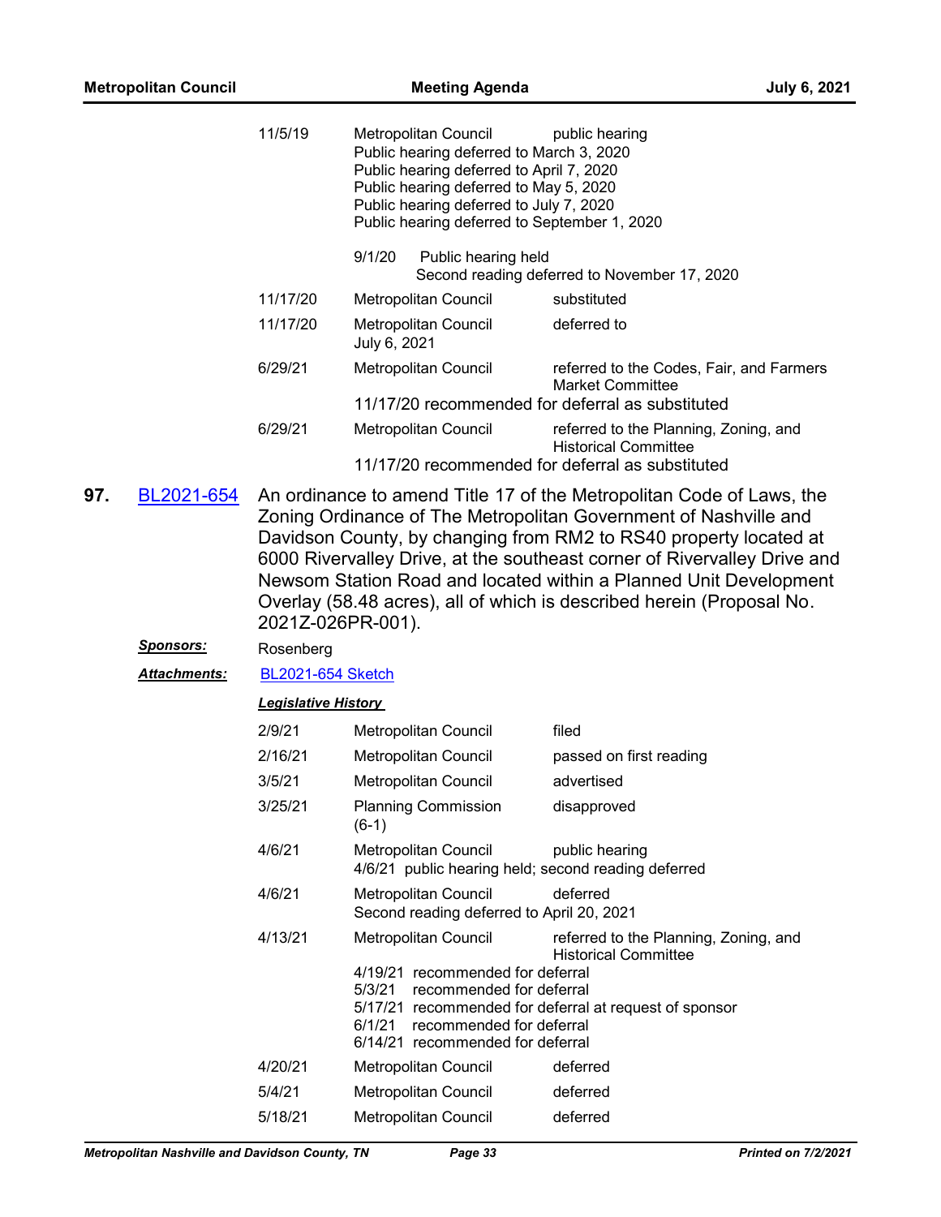| | | |
|---|---|---|
| 11/5/19 | Metropolitan Council<br>Public hearing deferred to March 3, 2020<br>Public hearing deferred to April 7, 2020<br>Public hearing deferred to May 5, 2020<br>Public hearing deferred to July 7, 2020<br>Public hearing deferred to September 1, 2020<br><br>9/1/20 Public hearing held<br>Second reading deferred to November 17, 2020 | public hearing |
| 11/17/20 | Metropolitan Council | substituted |
| 11/17/20 | Metropolitan Council<br>July 6, 2021 | deferred to |
| 6/29/21 | Metropolitan Council<br>11/17/20 recommended for deferral as substituted | referred to the Codes, Fair, and Farmers Market Committee |
| 6/29/21 | Metropolitan Council<br>11/17/20 recommended for deferral as substituted | referred to the Planning, Zoning, and Historical Committee |

**97.** BL2021-654

An ordinance to amend Title 17 of the Metropolitan Code of Laws, the Zoning Ordinance of The Metropolitan Government of Nashville and Davidson County, by changing from RM2 to RS40 property located at 6000 Rivervalley Drive, at the southeast corner of Rivervalley Drive and Newsom Station Road and located within a Planned Unit Development Overlay (58.48 acres), all of which is described herein (Proposal No. 2021Z-026PR-001).

***Sponsors:*** Rosenberg

***Attachments:*** BL2021-654 Sketch

***Legislative History***

| | | |
|---|---|---|
| 2/9/21 | Metropolitan Council | filed |
| 2/16/21 | Metropolitan Council | passed on first reading |
| 3/5/21 | Metropolitan Council | advertised |
| 3/25/21 | Planning Commission<br>(6-1) | disapproved |
| 4/6/21 | Metropolitan Council<br>4/6/21 public hearing held; second reading deferred | public hearing |
| 4/6/21 | Metropolitan Council<br>Second reading deferred to April 20, 2021 | deferred |
| 4/13/21 | Metropolitan Council<br>4/19/21 recommended for deferral<br>5/3/21 recommended for deferral<br>5/17/21 recommended for deferral at request of sponsor<br>6/1/21 recommended for deferral<br>6/14/21 recommended for deferral | referred to the Planning, Zoning, and Historical Committee |
| 4/20/21 | Metropolitan Council | deferred |
| 5/4/21 | Metropolitan Council | deferred |
| 5/18/21 | Metropolitan Council | deferred |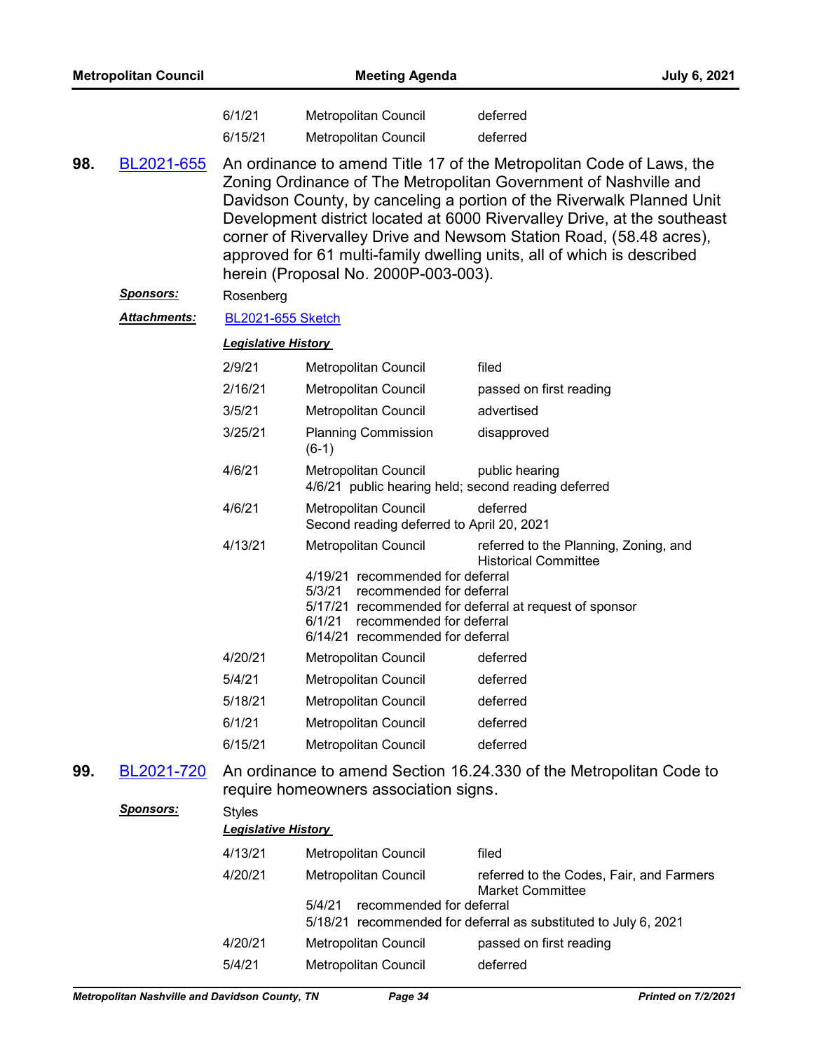| | | |
|---|---|---|
| 6/1/21 | Metropolitan Council | deferred |
| 6/15/21 | Metropolitan Council | deferred |

**98.** BL2021-655 An ordinance to amend Title 17 of the Metropolitan Code of Laws, the Zoning Ordinance of The Metropolitan Government of Nashville and Davidson County, by canceling a portion of the Riverwalk Planned Unit Development district located at 6000 Rivervalley Drive, at the southeast corner of Rivervalley Drive and Newsom Station Road, (58.48 acres), approved for 61 multi-family dwelling units, all of which is described herein (Proposal No. 2000P-003-003).

***Sponsors:*** Rosenberg

***Attachments:*** BL2021-655 Sketch

***Legislative History***

| | | |
|---|---|---|
| 2/9/21 | Metropolitan Council | filed |
| 2/16/21 | Metropolitan Council | passed on first reading |
| 3/5/21 | Metropolitan Council | advertised |
| 3/25/21 | Planning Commission (6-1) | disapproved |
| 4/6/21 | Metropolitan Council | public hearing |
| | 4/6/21 public hearing held; second reading deferred | |
| 4/6/21 | Metropolitan Council | deferred |
| | Second reading deferred to April 20, 2021 | |
| 4/13/21 | Metropolitan Council | referred to the Planning, Zoning, and Historical Committee |
| | 4/19/21 recommended for deferral<br>5/3/21 recommended for deferral<br>5/17/21 recommended for deferral at request of sponsor<br>6/1/21 recommended for deferral<br>6/14/21 recommended for deferral | |
| 4/20/21 | Metropolitan Council | deferred |
| 5/4/21 | Metropolitan Council | deferred |
| 5/18/21 | Metropolitan Council | deferred |
| 6/1/21 | Metropolitan Council | deferred |
| 6/15/21 | Metropolitan Council | deferred |

**99.** BL2021-720 An ordinance to amend Section 16.24.330 of the Metropolitan Code to require homeowners association signs.

***Sponsors:*** Styles

***Legislative History***

| | | |
|---|---|---|
| 4/13/21 | Metropolitan Council | filed |
| 4/20/21 | Metropolitan Council | referred to the Codes, Fair, and Farmers Market Committee |
| | 5/4/21 recommended for deferral<br>5/18/21 recommended for deferral as substituted to July 6, 2021 | |
| 4/20/21 | Metropolitan Council | passed on first reading |
| 5/4/21 | Metropolitan Council | deferred |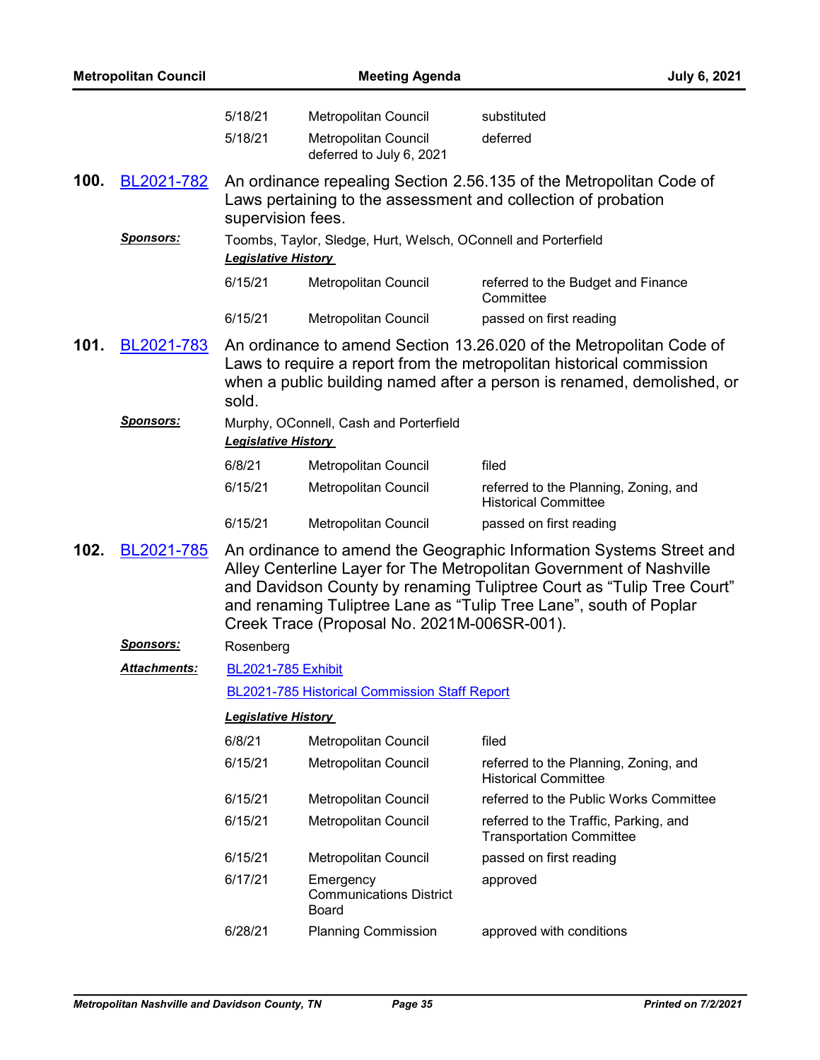| | | |
|---|---|---|
| 5/18/21 | Metropolitan Council | substituted |
| 5/18/21 | Metropolitan Council deferred to July 6, 2021 | deferred |

**100.** BL2021-782 An ordinance repealing Section 2.56.135 of the Metropolitan Code of Laws pertaining to the assessment and collection of probation supervision fees.

***Sponsors:*** Toombs, Taylor, Sledge, Hurt, Welsch, OConnell and Porterfield

***Legislative History***

| | | |
|---|---|---|
| 6/15/21 | Metropolitan Council | referred to the Budget and Finance Committee |
| 6/15/21 | Metropolitan Council | passed on first reading |

**101.** BL2021-783 An ordinance to amend Section 13.26.020 of the Metropolitan Code of Laws to require a report from the metropolitan historical commission when a public building named after a person is renamed, demolished, or sold.

***Sponsors:*** Murphy, OConnell, Cash and Porterfield

***Legislative History***

| | | |
|---|---|---|
| 6/8/21 | Metropolitan Council | filed |
| 6/15/21 | Metropolitan Council | referred to the Planning, Zoning, and Historical Committee |
| 6/15/21 | Metropolitan Council | passed on first reading |

**102.** BL2021-785 An ordinance to amend the Geographic Information Systems Street and Alley Centerline Layer for The Metropolitan Government of Nashville and Davidson County by renaming Tuliptree Court as “Tulip Tree Court” and renaming Tuliptree Lane as “Tulip Tree Lane”, south of Poplar Creek Trace (Proposal No. 2021M-006SR-001).

***Sponsors:*** Rosenberg

***Attachments:*** BL2021-785 Exhibit

BL2021-785 Historical Commission Staff Report

***Legislative History***

| | | |
|---|---|---|
| 6/8/21 | Metropolitan Council | filed |
| 6/15/21 | Metropolitan Council | referred to the Planning, Zoning, and Historical Committee |
| 6/15/21 | Metropolitan Council | referred to the Public Works Committee |
| 6/15/21 | Metropolitan Council | referred to the Traffic, Parking, and Transportation Committee |
| 6/15/21 | Metropolitan Council | passed on first reading |
| 6/17/21 | Emergency Communications District Board | approved |
| 6/28/21 | Planning Commission | approved with conditions |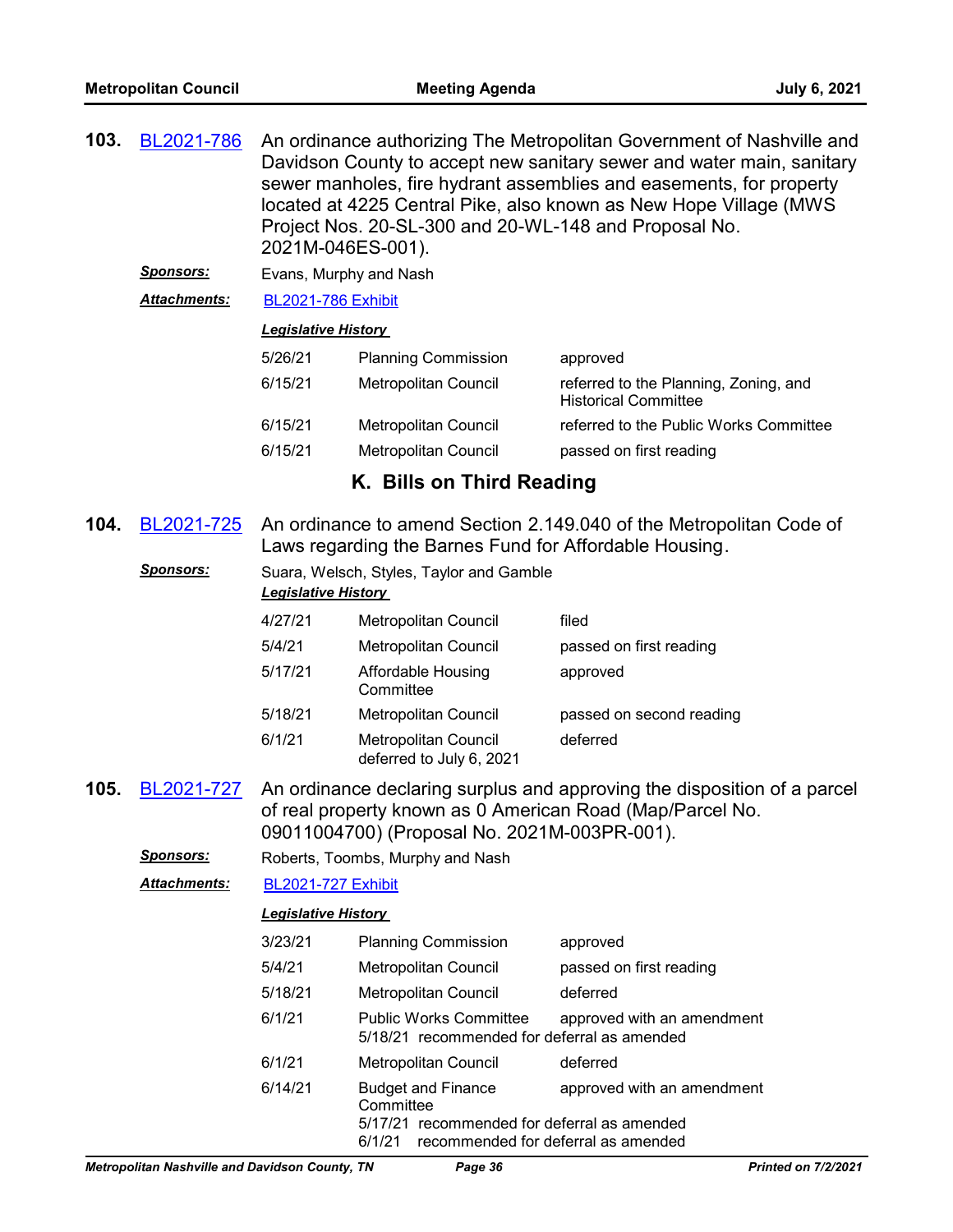**103.** BL2021-786 An ordinance authorizing The Metropolitan Government of Nashville and Davidson County to accept new sanitary sewer and water main, sanitary sewer manholes, fire hydrant assemblies and easements, for property located at 4225 Central Pike, also known as New Hope Village (MWS Project Nos. 20-SL-300 and 20-WL-148 and Proposal No. 2021M-046ES-001).

***Sponsors:*** Evans, Murphy and Nash

***Attachments:*** BL2021-786 Exhibit

***Legislative History***

| | | |
|---|---|---|
| 5/26/21 | Planning Commission | approved |
| 6/15/21 | Metropolitan Council | referred to the Planning, Zoning, and Historical Committee |
| 6/15/21 | Metropolitan Council | referred to the Public Works Committee |
| 6/15/21 | Metropolitan Council | passed on first reading |

## K. Bills on Third Reading

**104.** BL2021-725 An ordinance to amend Section 2.149.040 of the Metropolitan Code of Laws regarding the Barnes Fund for Affordable Housing.

***Sponsors:*** Suara, Welsch, Styles, Taylor and Gamble

***Legislative History***

| | | |
|---|---|---|
| 4/27/21 | Metropolitan Council | filed |
| 5/4/21 | Metropolitan Council | passed on first reading |
| 5/17/21 | Affordable Housing Committee | approved |
| 5/18/21 | Metropolitan Council | passed on second reading |
| 6/1/21 | Metropolitan Council deferred to July 6, 2021 | deferred |

**105.** BL2021-727 An ordinance declaring surplus and approving the disposition of a parcel of real property known as 0 American Road (Map/Parcel No. 09011004700) (Proposal No. 2021M-003PR-001).

***Sponsors:*** Roberts, Toombs, Murphy and Nash

***Attachments:*** BL2021-727 Exhibit

***Legislative History***

| | | |
|---|---|---|
| 3/23/21 | Planning Commission | approved |
| 5/4/21 | Metropolitan Council | passed on first reading |
| 5/18/21 | Metropolitan Council | deferred |
| 6/1/21 | Public Works Committee<br>5/18/21 recommended for deferral as amended | approved with an amendment |
| 6/1/21 | Metropolitan Council | deferred |
| 6/14/21 | Budget and Finance Committee<br>5/17/21 recommended for deferral as amended<br>6/1/21 recommended for deferral as amended | approved with an amendment |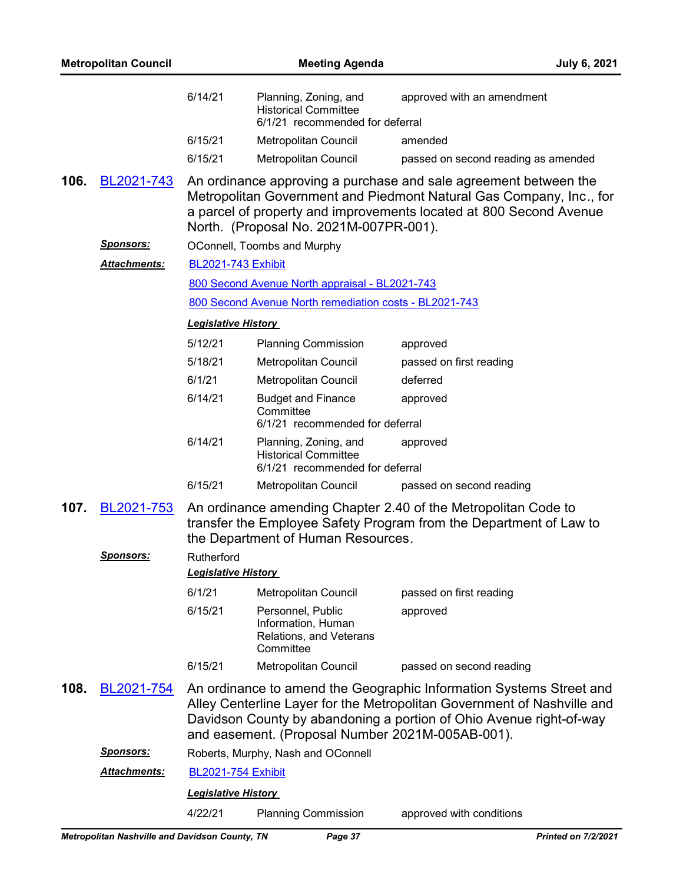| | | |
|---|---|---|
| 6/14/21 | Planning, Zoning, and Historical Committee<br>6/1/21 recommended for deferral | approved with an amendment |
| 6/15/21 | Metropolitan Council | amended |
| 6/15/21 | Metropolitan Council | passed on second reading as amended |

**106. BL2021-743** An ordinance approving a purchase and sale agreement between the Metropolitan Government and Piedmont Natural Gas Company, Inc., for a parcel of property and improvements located at 800 Second Avenue North. (Proposal No. 2021M-007PR-001).

***Sponsors:*** OConnell, Toombs and Murphy

***Attachments:*** BL2021-743 Exhibit

800 Second Avenue North appraisal - BL2021-743

800 Second Avenue North remediation costs - BL2021-743

***Legislative History***

| | | |
|---|---|---|
| 5/12/21 | Planning Commission | approved |
| 5/18/21 | Metropolitan Council | passed on first reading |
| 6/1/21 | Metropolitan Council | deferred |
| 6/14/21 | Budget and Finance Committee<br>6/1/21 recommended for deferral | approved |
| 6/14/21 | Planning, Zoning, and Historical Committee<br>6/1/21 recommended for deferral | approved |
| 6/15/21 | Metropolitan Council | passed on second reading |

**107. BL2021-753** An ordinance amending Chapter 2.40 of the Metropolitan Code to transfer the Employee Safety Program from the Department of Law to the Department of Human Resources.

***Sponsors:*** Rutherford

***Legislative History***

| | | |
|---|---|---|
| 6/1/21 | Metropolitan Council | passed on first reading |
| 6/15/21 | Personnel, Public Information, Human Relations, and Veterans Committee | approved |
| 6/15/21 | Metropolitan Council | passed on second reading |

**108. BL2021-754** An ordinance to amend the Geographic Information Systems Street and Alley Centerline Layer for the Metropolitan Government of Nashville and Davidson County by abandoning a portion of Ohio Avenue right-of-way and easement. (Proposal Number 2021M-005AB-001).

***Sponsors:*** Roberts, Murphy, Nash and OConnell

***Attachments:*** BL2021-754 Exhibit

***Legislative History***

| | | |
|---|---|---|
| 4/22/21 | Planning Commission | approved with conditions |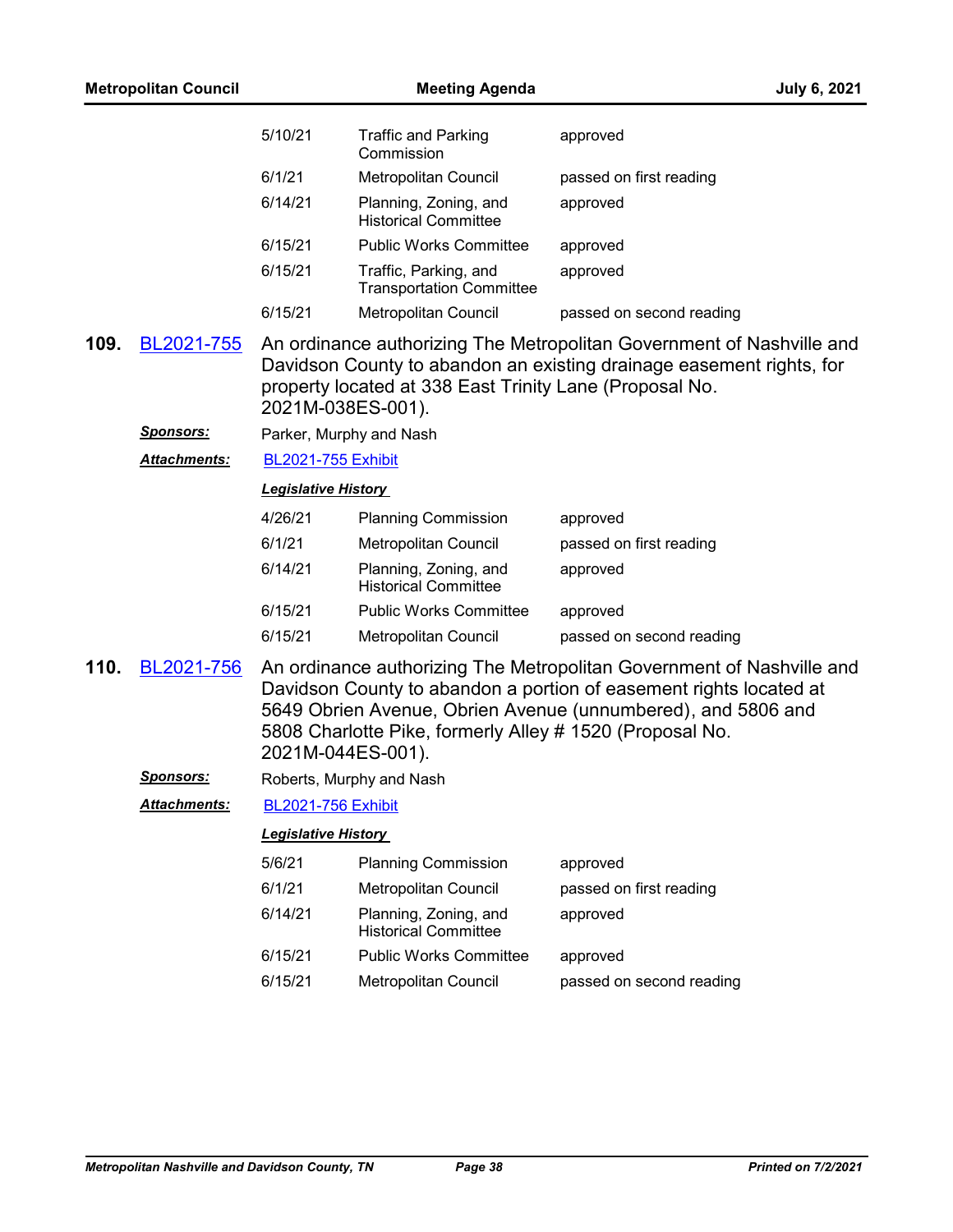| | | |
|---|---|---|
| 5/10/21 | Traffic and Parking Commission | approved |
| 6/1/21 | Metropolitan Council | passed on first reading |
| 6/14/21 | Planning, Zoning, and Historical Committee | approved |
| 6/15/21 | Public Works Committee | approved |
| 6/15/21 | Traffic, Parking, and Transportation Committee | approved |
| 6/15/21 | Metropolitan Council | passed on second reading |

**109.** BL2021-755 An ordinance authorizing The Metropolitan Government of Nashville and Davidson County to abandon an existing drainage easement rights, for property located at 338 East Trinity Lane (Proposal No. 2021M-038ES-001).

***Sponsors:*** Parker, Murphy and Nash

***Attachments:*** BL2021-755 Exhibit

***Legislative History***

| | | |
|---|---|---|
| 4/26/21 | Planning Commission | approved |
| 6/1/21 | Metropolitan Council | passed on first reading |
| 6/14/21 | Planning, Zoning, and Historical Committee | approved |
| 6/15/21 | Public Works Committee | approved |
| 6/15/21 | Metropolitan Council | passed on second reading |

**110.** BL2021-756 An ordinance authorizing The Metropolitan Government of Nashville and Davidson County to abandon a portion of easement rights located at 5649 Obrien Avenue, Obrien Avenue (unnumbered), and 5806 and 5808 Charlotte Pike, formerly Alley # 1520 (Proposal No. 2021M-044ES-001).

***Sponsors:*** Roberts, Murphy and Nash

***Attachments:*** BL2021-756 Exhibit

***Legislative History***

| | | |
|---|---|---|
| 5/6/21 | Planning Commission | approved |
| 6/1/21 | Metropolitan Council | passed on first reading |
| 6/14/21 | Planning, Zoning, and Historical Committee | approved |
| 6/15/21 | Public Works Committee | approved |
| 6/15/21 | Metropolitan Council | passed on second reading |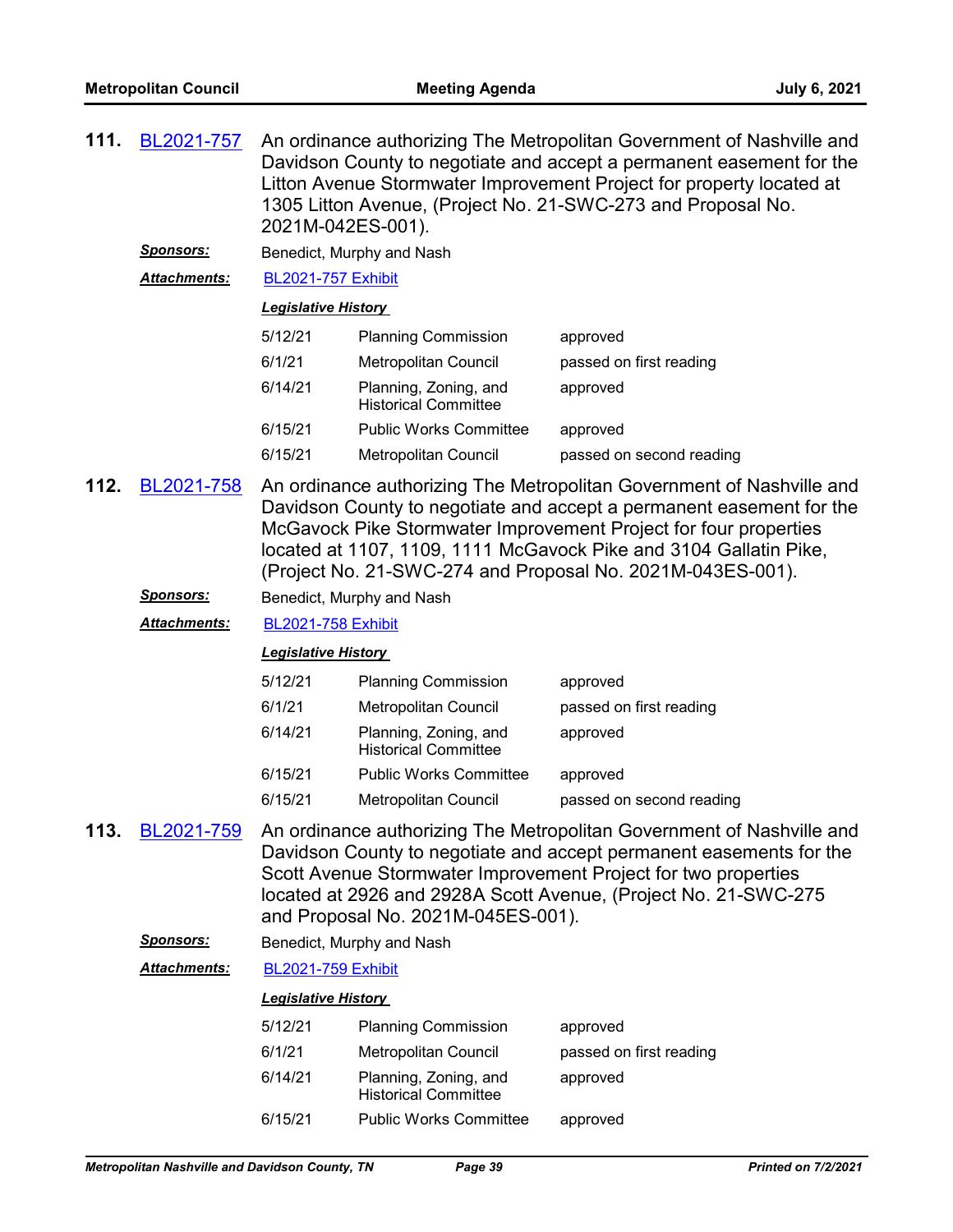**111.** BL2021-757 An ordinance authorizing The Metropolitan Government of Nashville and Davidson County to negotiate and accept a permanent easement for the Litton Avenue Stormwater Improvement Project for property located at 1305 Litton Avenue, (Project No. 21-SWC-273 and Proposal No. 2021M-042ES-001).

***Sponsors:*** Benedict, Murphy and Nash

***Attachments:*** BL2021-757 Exhibit

***Legislative History***

| | | |
|---|---|---|
| 5/12/21 | Planning Commission | approved |
| 6/1/21 | Metropolitan Council | passed on first reading |
| 6/14/21 | Planning, Zoning, and Historical Committee | approved |
| 6/15/21 | Public Works Committee | approved |
| 6/15/21 | Metropolitan Council | passed on second reading |

**112.** BL2021-758 An ordinance authorizing The Metropolitan Government of Nashville and Davidson County to negotiate and accept a permanent easement for the McGavock Pike Stormwater Improvement Project for four properties located at 1107, 1109, 1111 McGavock Pike and 3104 Gallatin Pike, (Project No. 21-SWC-274 and Proposal No. 2021M-043ES-001).

***Sponsors:*** Benedict, Murphy and Nash

***Attachments:*** BL2021-758 Exhibit

***Legislative History***

| | | |
|---|---|---|
| 5/12/21 | Planning Commission | approved |
| 6/1/21 | Metropolitan Council | passed on first reading |
| 6/14/21 | Planning, Zoning, and Historical Committee | approved |
| 6/15/21 | Public Works Committee | approved |
| 6/15/21 | Metropolitan Council | passed on second reading |

**113.** BL2021-759 An ordinance authorizing The Metropolitan Government of Nashville and Davidson County to negotiate and accept permanent easements for the Scott Avenue Stormwater Improvement Project for two properties located at 2926 and 2928A Scott Avenue, (Project No. 21-SWC-275 and Proposal No. 2021M-045ES-001).

***Sponsors:*** Benedict, Murphy and Nash

***Attachments:*** BL2021-759 Exhibit

***Legislative History***

| | | |
|---|---|---|
| 5/12/21 | Planning Commission | approved |
| 6/1/21 | Metropolitan Council | passed on first reading |
| 6/14/21 | Planning, Zoning, and Historical Committee | approved |
| 6/15/21 | Public Works Committee | approved |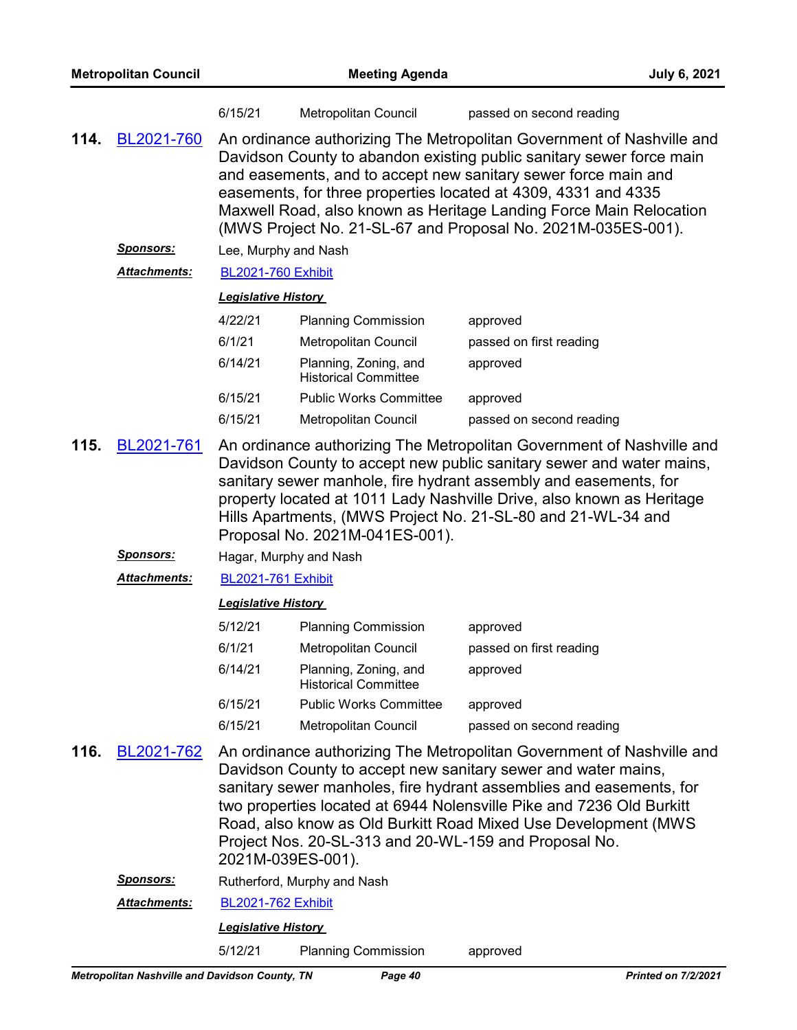| 6/15/21 | Metropolitan Council | passed on second reading |
|---|---|---|

**114.** BL2021-760 An ordinance authorizing The Metropolitan Government of Nashville and Davidson County to abandon existing public sanitary sewer force main and easements, and to accept new sanitary sewer force main and easements, for three properties located at 4309, 4331 and 4335 Maxwell Road, also known as Heritage Landing Force Main Relocation (MWS Project No. 21-SL-67 and Proposal No. 2021M-035ES-001).

***Sponsors:*** Lee, Murphy and Nash

***Attachments:*** BL2021-760 Exhibit

***Legislative History***

| Date | Action By | Action |
|---|---|---|
| 4/22/21 | Planning Commission | approved |
| 6/1/21 | Metropolitan Council | passed on first reading |
| 6/14/21 | Planning, Zoning, and Historical Committee | approved |
| 6/15/21 | Public Works Committee | approved |
| 6/15/21 | Metropolitan Council | passed on second reading |

**115.** BL2021-761 An ordinance authorizing The Metropolitan Government of Nashville and Davidson County to accept new public sanitary sewer and water mains, sanitary sewer manhole, fire hydrant assembly and easements, for property located at 1011 Lady Nashville Drive, also known as Heritage Hills Apartments, (MWS Project No. 21-SL-80 and 21-WL-34 and Proposal No. 2021M-041ES-001).

***Sponsors:*** Hagar, Murphy and Nash

***Attachments:*** BL2021-761 Exhibit

***Legislative History***

| Date | Action By | Action |
|---|---|---|
| 5/12/21 | Planning Commission | approved |
| 6/1/21 | Metropolitan Council | passed on first reading |
| 6/14/21 | Planning, Zoning, and Historical Committee | approved |
| 6/15/21 | Public Works Committee | approved |
| 6/15/21 | Metropolitan Council | passed on second reading |

**116.** BL2021-762 An ordinance authorizing The Metropolitan Government of Nashville and Davidson County to accept new sanitary sewer and water mains, sanitary sewer manholes, fire hydrant assemblies and easements, for two properties located at 6944 Nolensville Pike and 7236 Old Burkitt Road, also know as Old Burkitt Road Mixed Use Development (MWS Project Nos. 20-SL-313 and 20-WL-159 and Proposal No. 2021M-039ES-001).

***Sponsors:*** Rutherford, Murphy and Nash

***Attachments:*** BL2021-762 Exhibit

***Legislative History***

| Date | Action By | Action |
|---|---|---|
| 5/12/21 | Planning Commission | approved |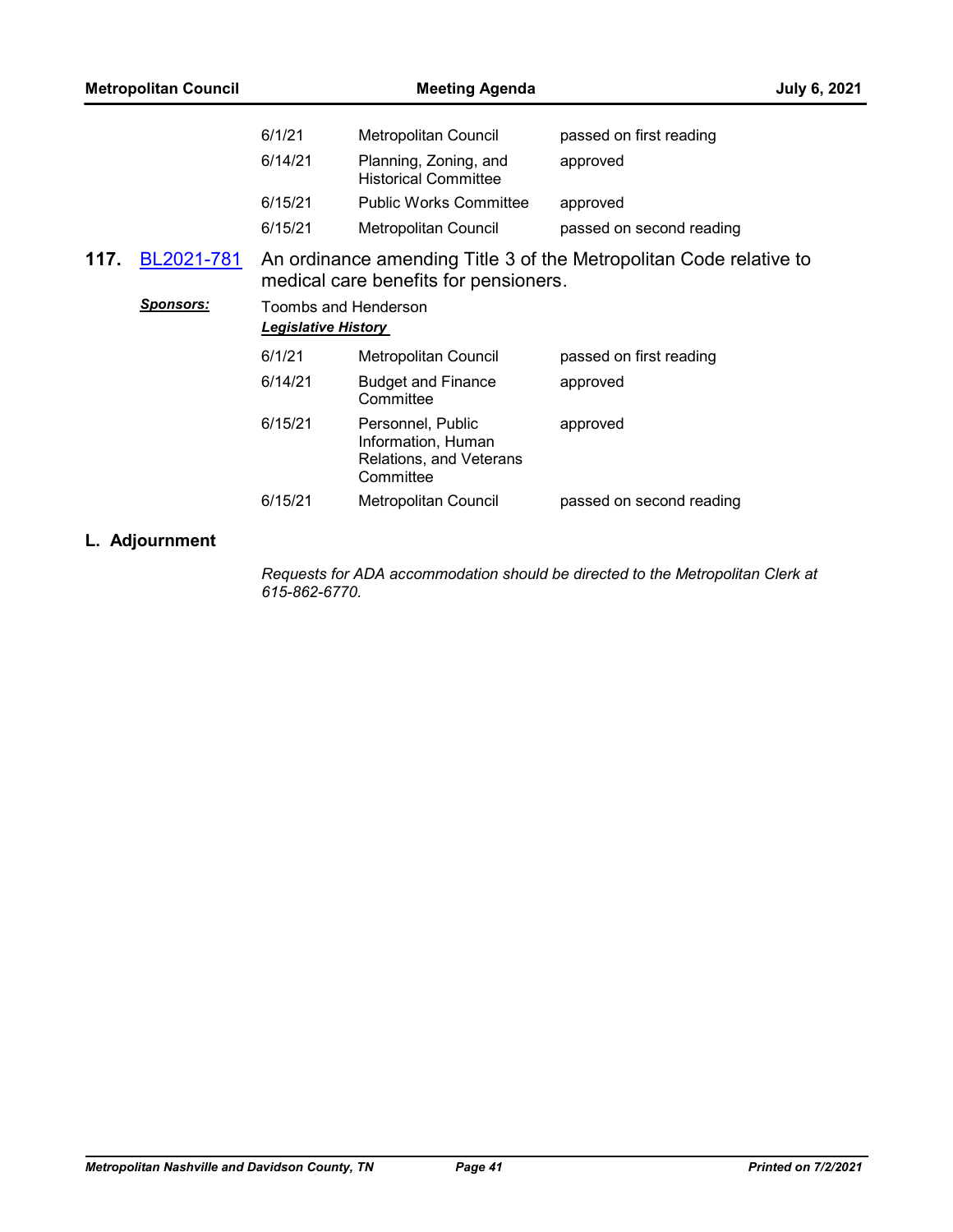| | | |
|---|---|---|
| 6/1/21 | Metropolitan Council | passed on first reading |
| 6/14/21 | Planning, Zoning, and Historical Committee | approved |
| 6/15/21 | Public Works Committee | approved |
| 6/15/21 | Metropolitan Council | passed on second reading |

**117.** BL2021-781 An ordinance amending Title 3 of the Metropolitan Code relative to medical care benefits for pensioners.

***Sponsors:*** Toombs and Henderson

***Legislative History***

| | | |
|---|---|---|
| 6/1/21 | Metropolitan Council | passed on first reading |
| 6/14/21 | Budget and Finance Committee | approved |
| 6/15/21 | Personnel, Public Information, Human Relations, and Veterans Committee | approved |
| 6/15/21 | Metropolitan Council | passed on second reading |

## L. Adjournment

*Requests for ADA accommodation should be directed to the Metropolitan Clerk at 615-862-6770.*